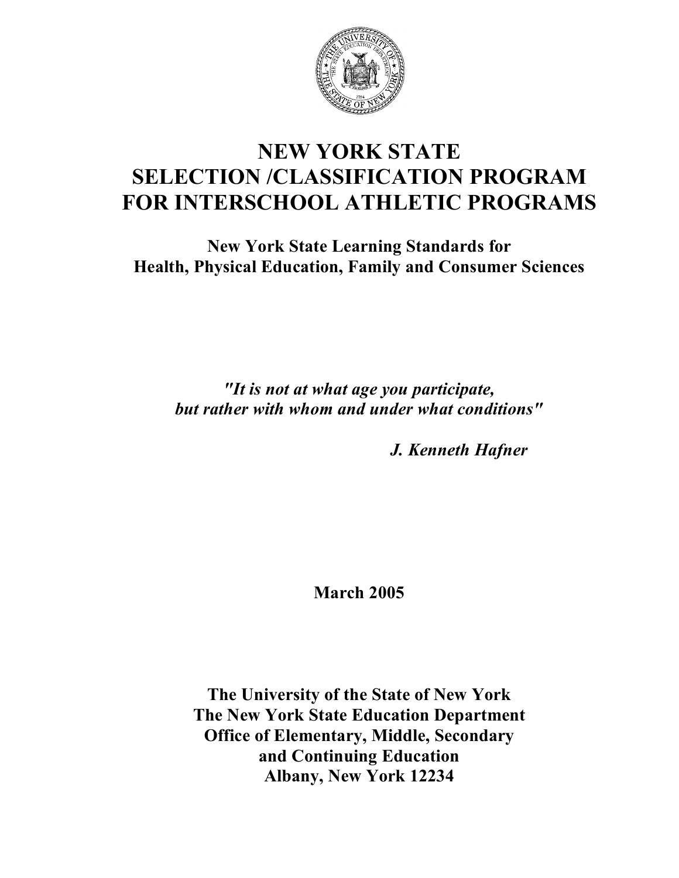# NEW YORK STATE SELECTION /CLASSIFICATION PROGRAM FOR INTERSCHOOL ATHLETIC PROGRAMS

**New York State Learning Standards for Health, Physical Education, Family and Consumer Sciences**

*"It is not at what age you participate, but rather with whom and under what conditions"*

***J. Kenneth Hafner***

**March 2005**

**The University of the State of New York**
**The New York State Education Department**
**Office of Elementary, Middle, Secondary and Continuing Education**
**Albany, New York 12234**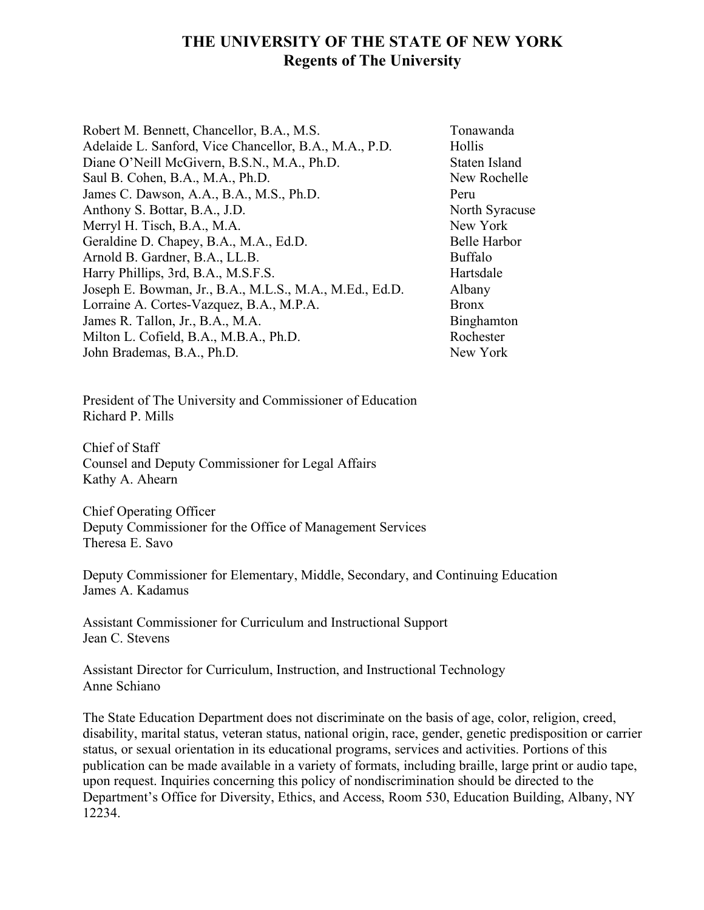# THE UNIVERSITY OF THE STATE OF NEW YORK
## Regents of The University

| | |
|---|---|
| Robert M. Bennett, Chancellor, B.A., M.S. | Tonawanda |
| Adelaide L. Sanford, Vice Chancellor, B.A., M.A., P.D. | Hollis |
| Diane O'Neill McGivern, B.S.N., M.A., Ph.D. | Staten Island |
| Saul B. Cohen, B.A., M.A., Ph.D. | New Rochelle |
| James C. Dawson, A.A., B.A., M.S., Ph.D. | Peru |
| Anthony S. Bottar, B.A., J.D. | North Syracuse |
| Merryl H. Tisch, B.A., M.A. | New York |
| Geraldine D. Chapey, B.A., M.A., Ed.D. | Belle Harbor |
| Arnold B. Gardner, B.A., LL.B. | Buffalo |
| Harry Phillips, 3rd, B.A., M.S.F.S. | Hartsdale |
| Joseph E. Bowman, Jr., B.A., M.L.S., M.A., M.Ed., Ed.D. | Albany |
| Lorraine A. Cortes-Vazquez, B.A., M.P.A. | Bronx |
| James R. Tallon, Jr., B.A., M.A. | Binghamton |
| Milton L. Cofield, B.A., M.B.A., Ph.D. | Rochester |
| John Brademas, B.A., Ph.D. | New York |

President of The University and Commissioner of Education
Richard P. Mills

Chief of Staff
Counsel and Deputy Commissioner for Legal Affairs
Kathy A. Ahearn

Chief Operating Officer
Deputy Commissioner for the Office of Management Services
Theresa E. Savo

Deputy Commissioner for Elementary, Middle, Secondary, and Continuing Education
James A. Kadamus

Assistant Commissioner for Curriculum and Instructional Support
Jean C. Stevens

Assistant Director for Curriculum, Instruction, and Instructional Technology
Anne Schiano

The State Education Department does not discriminate on the basis of age, color, religion, creed, disability, marital status, veteran status, national origin, race, gender, genetic predisposition or carrier status, or sexual orientation in its educational programs, services and activities. Portions of this publication can be made available in a variety of formats, including braille, large print or audio tape, upon request. Inquiries concerning this policy of nondiscrimination should be directed to the Department's Office for Diversity, Ethics, and Access, Room 530, Education Building, Albany, NY 12234.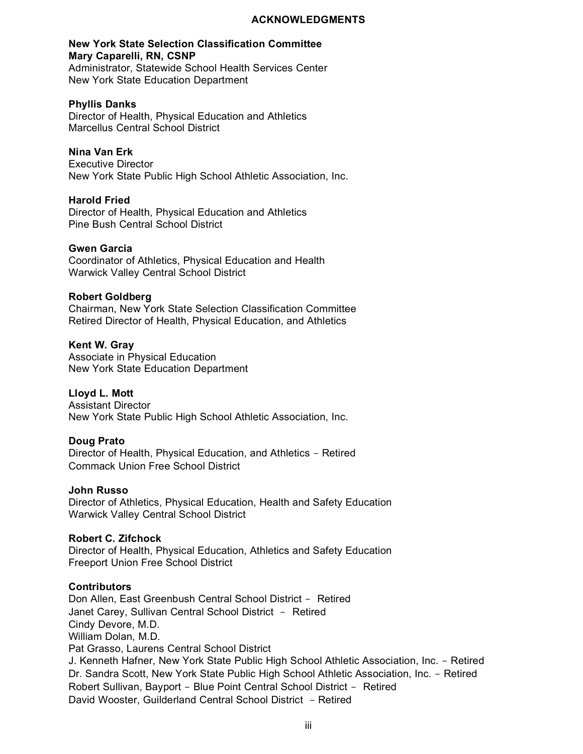# ACKNOWLEDGMENTS

**New York State Selection Classification Committee**
**Mary Caparelli, RN, CSNP**
Administrator, Statewide School Health Services Center
New York State Education Department

**Phyllis Danks**
Director of Health, Physical Education and Athletics
Marcellus Central School District

**Nina Van Erk**
Executive Director
New York State Public High School Athletic Association, Inc.

**Harold Fried**
Director of Health, Physical Education and Athletics
Pine Bush Central School District

**Gwen Garcia**
Coordinator of Athletics, Physical Education and Health
Warwick Valley Central School District

**Robert Goldberg**
Chairman, New York State Selection Classification Committee
Retired Director of Health, Physical Education, and Athletics

**Kent W. Gray**
Associate in Physical Education
New York State Education Department

**Lloyd L. Mott**
Assistant Director
New York State Public High School Athletic Association, Inc.

**Doug Prato**
Director of Health, Physical Education, and Athletics – Retired
Commack Union Free School District

**John Russo**
Director of Athletics, Physical Education, Health and Safety Education
Warwick Valley Central School District

**Robert C. Zifchock**
Director of Health, Physical Education, Athletics and Safety Education
Freeport Union Free School District

**Contributors**
Don Allen, East Greenbush Central School District – Retired
Janet Carey, Sullivan Central School District – Retired
Cindy Devore, M.D.
William Dolan, M.D.
Pat Grasso, Laurens Central School District
J. Kenneth Hafner, New York State Public High School Athletic Association, Inc. – Retired
Dr. Sandra Scott, New York State Public High School Athletic Association, Inc. – Retired
Robert Sullivan, Bayport – Blue Point Central School District – Retired
David Wooster, Guilderland Central School District – Retired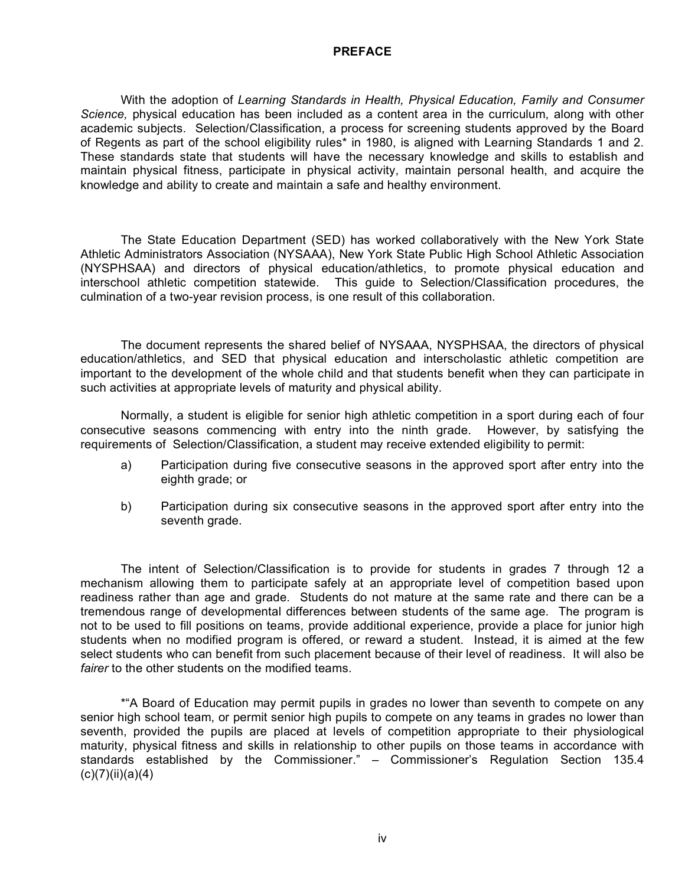# PREFACE

With the adoption of *Learning Standards in Health, Physical Education, Family and Consumer Science,* physical education has been included as a content area in the curriculum, along with other academic subjects. Selection/Classification, a process for screening students approved by the Board of Regents as part of the school eligibility rules* in 1980, is aligned with Learning Standards 1 and 2. These standards state that students will have the necessary knowledge and skills to establish and maintain physical fitness, participate in physical activity, maintain personal health, and acquire the knowledge and ability to create and maintain a safe and healthy environment.

The State Education Department (SED) has worked collaboratively with the New York State Athletic Administrators Association (NYSAAA), New York State Public High School Athletic Association (NYSPHSAA) and directors of physical education/athletics, to promote physical education and interschool athletic competition statewide. This guide to Selection/Classification procedures, the culmination of a two-year revision process, is one result of this collaboration.

The document represents the shared belief of NYSAAA, NYSPHSAA, the directors of physical education/athletics, and SED that physical education and interscholastic athletic competition are important to the development of the whole child and that students benefit when they can participate in such activities at appropriate levels of maturity and physical ability.

Normally, a student is eligible for senior high athletic competition in a sport during each of four consecutive seasons commencing with entry into the ninth grade. However, by satisfying the requirements of Selection/Classification, a student may receive extended eligibility to permit:

a) Participation during five consecutive seasons in the approved sport after entry into the eighth grade; or

b) Participation during six consecutive seasons in the approved sport after entry into the seventh grade.

The intent of Selection/Classification is to provide for students in grades 7 through 12 a mechanism allowing them to participate safely at an appropriate level of competition based upon readiness rather than age and grade. Students do not mature at the same rate and there can be a tremendous range of developmental differences between students of the same age. The program is not to be used to fill positions on teams, provide additional experience, provide a place for junior high students when no modified program is offered, or reward a student. Instead, it is aimed at the few select students who can benefit from such placement because of their level of readiness. It will also be *fairer* to the other students on the modified teams.

*"A Board of Education may permit pupils in grades no lower than seventh to compete on any senior high school team, or permit senior high pupils to compete on any teams in grades no lower than seventh, provided the pupils are placed at levels of competition appropriate to their physiological maturity, physical fitness and skills in relationship to other pupils on those teams in accordance with standards established by the Commissioner." – Commissioner's Regulation Section 135.4 (c)(7)(ii)(a)(4)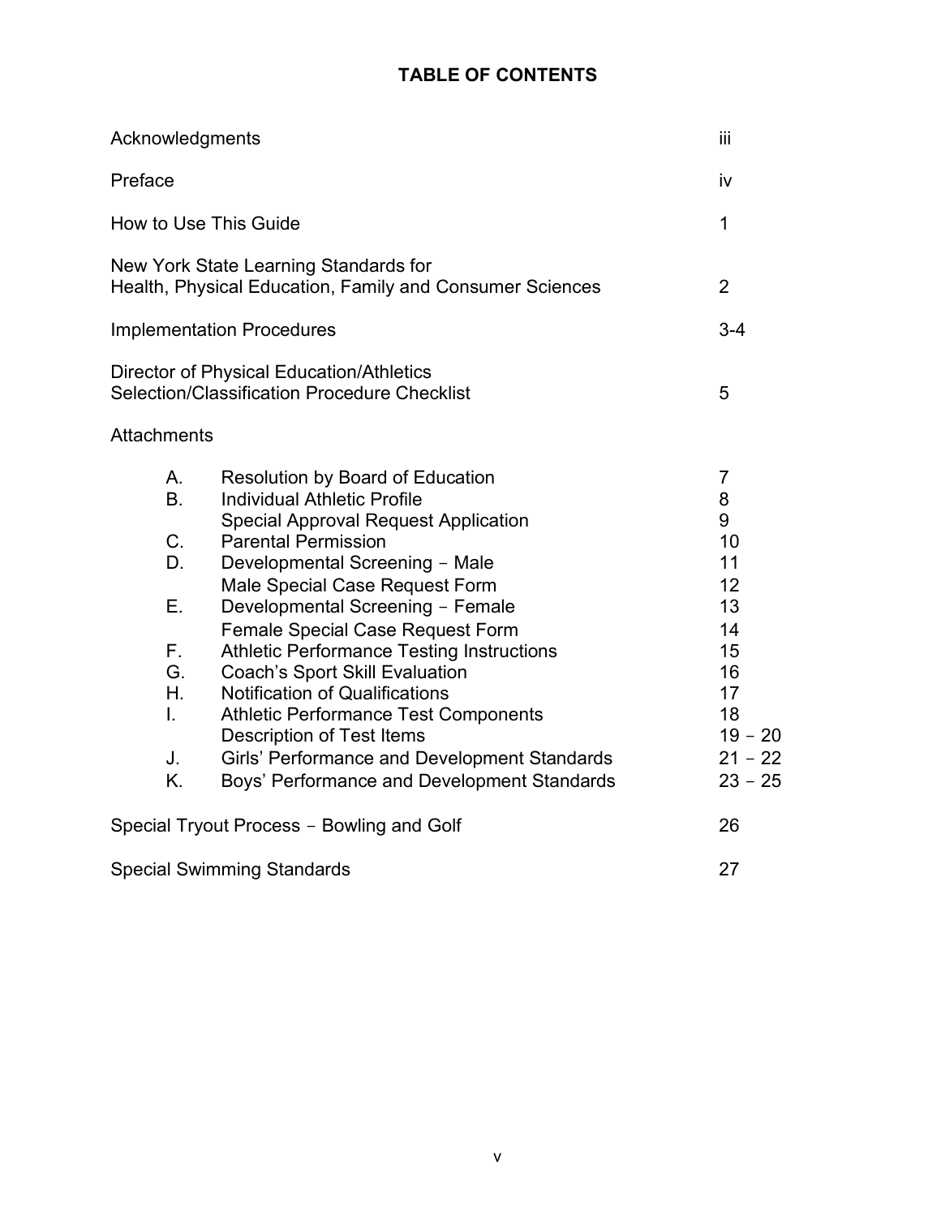# TABLE OF CONTENTS

| | |
|---|---|
| Acknowledgments | iii |
| Preface | iv |
| How to Use This Guide | 1 |
| New York State Learning Standards for Health, Physical Education, Family and Consumer Sciences | 2 |
| Implementation Procedures | 3-4 |
| Director of Physical Education/Athletics Selection/Classification Procedure Checklist | 5 |
| Attachments | |
| A. Resolution by Board of Education | 7 |
| B. Individual Athletic Profile | 8 |
| Special Approval Request Application | 9 |
| C. Parental Permission | 10 |
| D. Developmental Screening – Male | 11 |
| Male Special Case Request Form | 12 |
| E. Developmental Screening – Female | 13 |
| Female Special Case Request Form | 14 |
| F. Athletic Performance Testing Instructions | 15 |
| G. Coach's Sport Skill Evaluation | 16 |
| H. Notification of Qualifications | 17 |
| I. Athletic Performance Test Components | 18 |
| Description of Test Items | 19 – 20 |
| J. Girls' Performance and Development Standards | 21 – 22 |
| K. Boys' Performance and Development Standards | 23 – 25 |
| Special Tryout Process – Bowling and Golf | 26 |
| Special Swimming Standards | 27 |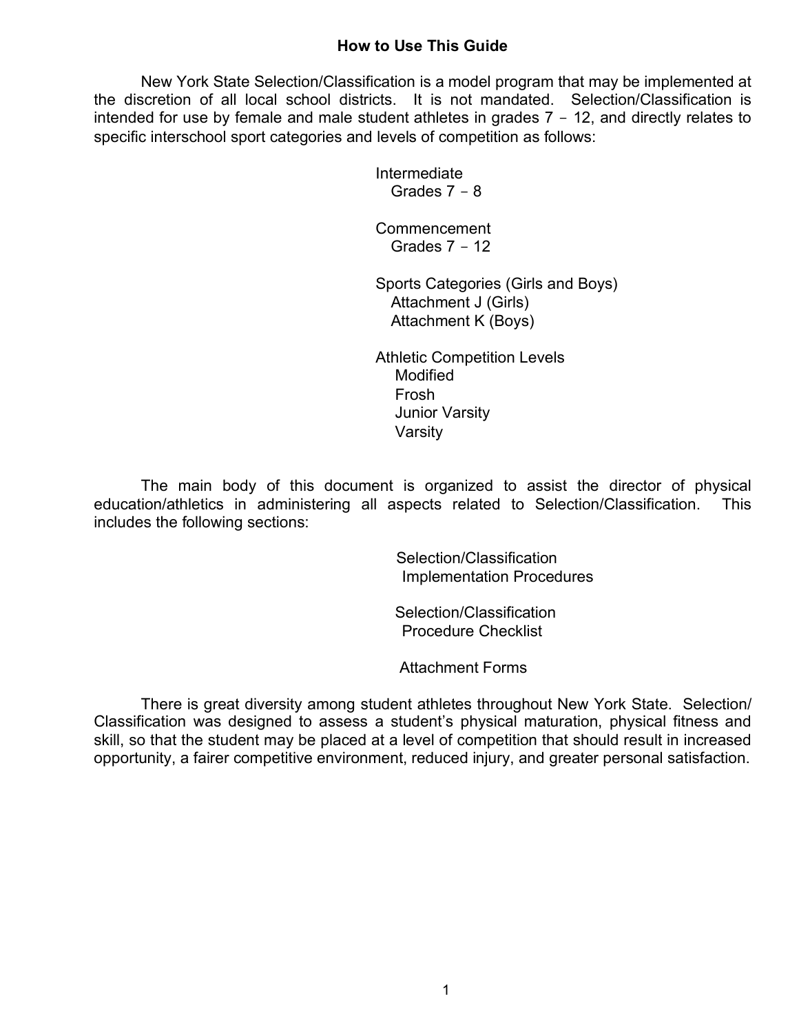## How to Use This Guide

New York State Selection/Classification is a model program that may be implemented at the discretion of all local school districts. It is not mandated. Selection/Classification is intended for use by female and male student athletes in grades 7 – 12, and directly relates to specific interschool sport categories and levels of competition as follows:

Intermediate
  Grades 7 – 8

Commencement
  Grades 7 – 12

Sports Categories (Girls and Boys)
  Attachment J (Girls)
  Attachment K (Boys)

Athletic Competition Levels
  Modified
  Frosh
  Junior Varsity
  Varsity

The main body of this document is organized to assist the director of physical education/athletics in administering all aspects related to Selection/Classification. This includes the following sections:

Selection/Classification
  Implementation Procedures

Selection/Classification
  Procedure Checklist

Attachment Forms

There is great diversity among student athletes throughout New York State. Selection/Classification was designed to assess a student's physical maturation, physical fitness and skill, so that the student may be placed at a level of competition that should result in increased opportunity, a fairer competitive environment, reduced injury, and greater personal satisfaction.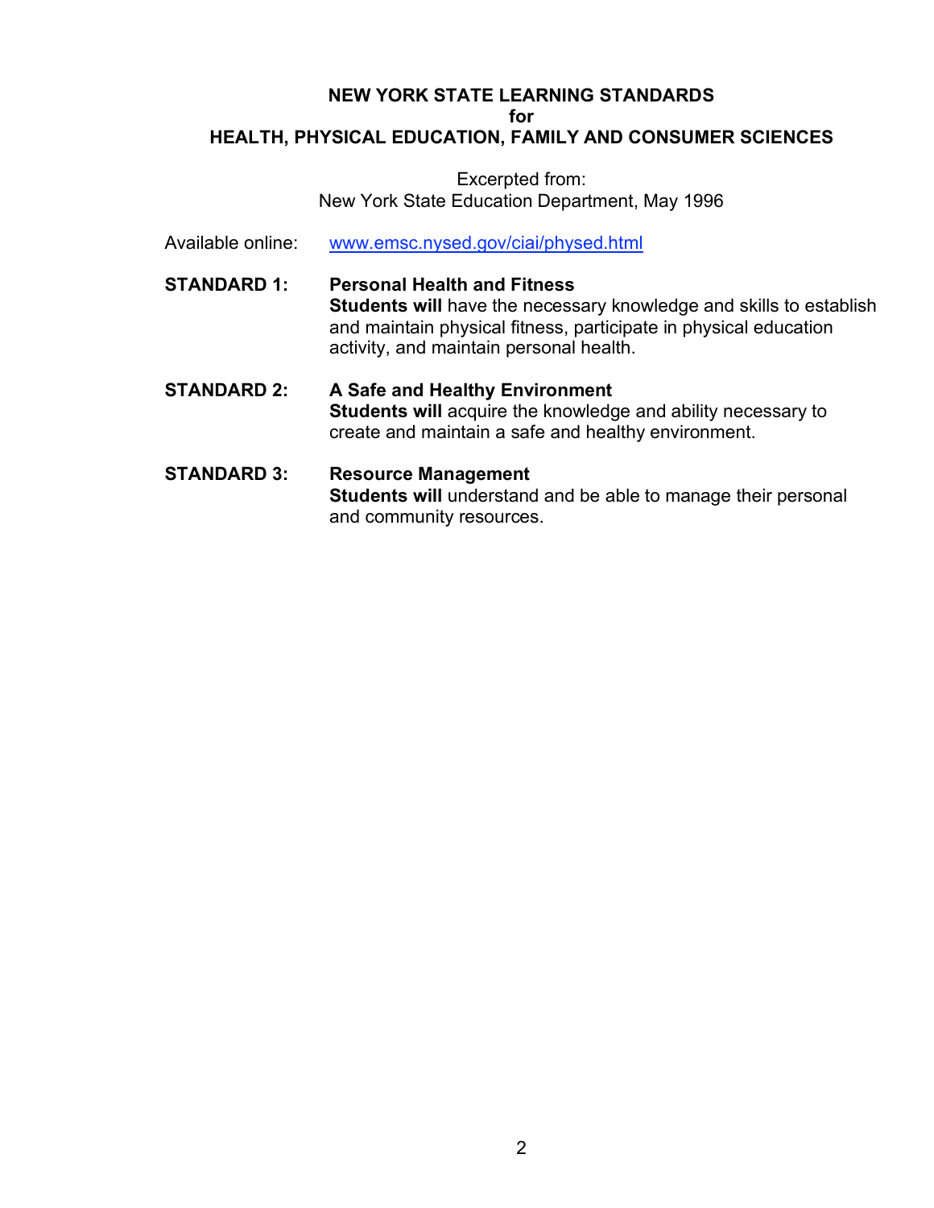# NEW YORK STATE LEARNING STANDARDS for HEALTH, PHYSICAL EDUCATION, FAMILY AND CONSUMER SCIENCES

Excerpted from:
New York State Education Department, May 1996

Available online: www.emsc.nysed.gov/ciai/physed.html

**STANDARD 1:** **Personal Health and Fitness**
**Students will** have the necessary knowledge and skills to establish and maintain physical fitness, participate in physical education activity, and maintain personal health.

**STANDARD 2:** **A Safe and Healthy Environment**
**Students will** acquire the knowledge and ability necessary to create and maintain a safe and healthy environment.

**STANDARD 3:** **Resource Management**
**Students will** understand and be able to manage their personal and community resources.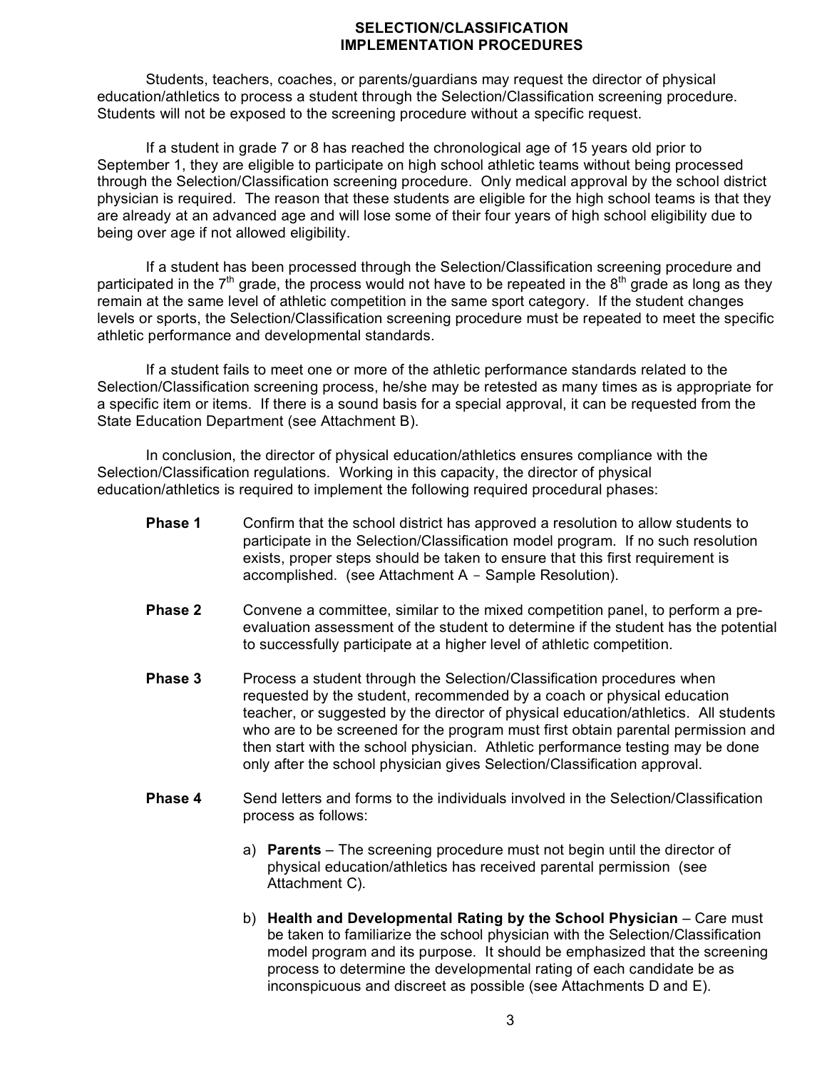# SELECTION/CLASSIFICATION IMPLEMENTATION PROCEDURES

Students, teachers, coaches, or parents/guardians may request the director of physical education/athletics to process a student through the Selection/Classification screening procedure. Students will not be exposed to the screening procedure without a specific request.

If a student in grade 7 or 8 has reached the chronological age of 15 years old prior to September 1, they are eligible to participate on high school athletic teams without being processed through the Selection/Classification screening procedure. Only medical approval by the school district physician is required. The reason that these students are eligible for the high school teams is that they are already at an advanced age and will lose some of their four years of high school eligibility due to being over age if not allowed eligibility.

If a student has been processed through the Selection/Classification screening procedure and participated in the 7th grade, the process would not have to be repeated in the 8th grade as long as they remain at the same level of athletic competition in the same sport category. If the student changes levels or sports, the Selection/Classification screening procedure must be repeated to meet the specific athletic performance and developmental standards.

If a student fails to meet one or more of the athletic performance standards related to the Selection/Classification screening process, he/she may be retested as many times as is appropriate for a specific item or items. If there is a sound basis for a special approval, it can be requested from the State Education Department (see Attachment B).

In conclusion, the director of physical education/athletics ensures compliance with the Selection/Classification regulations. Working in this capacity, the director of physical education/athletics is required to implement the following required procedural phases:

**Phase 1** Confirm that the school district has approved a resolution to allow students to participate in the Selection/Classification model program. If no such resolution exists, proper steps should be taken to ensure that this first requirement is accomplished. (see Attachment A – Sample Resolution).

**Phase 2** Convene a committee, similar to the mixed competition panel, to perform a pre-evaluation assessment of the student to determine if the student has the potential to successfully participate at a higher level of athletic competition.

**Phase 3** Process a student through the Selection/Classification procedures when requested by the student, recommended by a coach or physical education teacher, or suggested by the director of physical education/athletics. All students who are to be screened for the program must first obtain parental permission and then start with the school physician. Athletic performance testing may be done only after the school physician gives Selection/Classification approval.

**Phase 4** Send letters and forms to the individuals involved in the Selection/Classification process as follows:

a) **Parents** – The screening procedure must not begin until the director of physical education/athletics has received parental permission (see Attachment C).

b) **Health and Developmental Rating by the School Physician** – Care must be taken to familiarize the school physician with the Selection/Classification model program and its purpose. It should be emphasized that the screening process to determine the developmental rating of each candidate be as inconspicuous and discreet as possible (see Attachments D and E).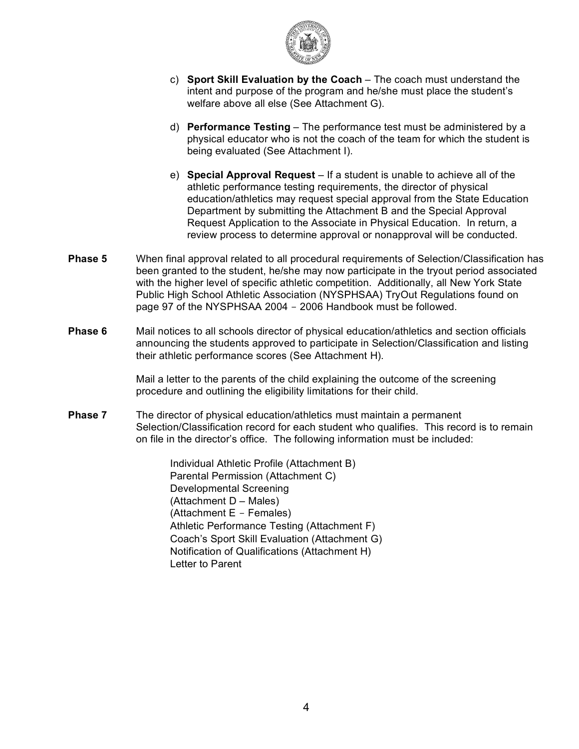c) **Sport Skill Evaluation by the Coach** – The coach must understand the intent and purpose of the program and he/she must place the student's welfare above all else (See Attachment G).

d) **Performance Testing** – The performance test must be administered by a physical educator who is not the coach of the team for which the student is being evaluated (See Attachment I).

e) **Special Approval Request** – If a student is unable to achieve all of the athletic performance testing requirements, the director of physical education/athletics may request special approval from the State Education Department by submitting the Attachment B and the Special Approval Request Application to the Associate in Physical Education. In return, a review process to determine approval or nonapproval will be conducted.

**Phase 5** When final approval related to all procedural requirements of Selection/Classification has been granted to the student, he/she may now participate in the tryout period associated with the higher level of specific athletic competition. Additionally, all New York State Public High School Athletic Association (NYSPHSAA) TryOut Regulations found on page 97 of the NYSPHSAA 2004 - 2006 Handbook must be followed.

**Phase 6** Mail notices to all schools director of physical education/athletics and section officials announcing the students approved to participate in Selection/Classification and listing their athletic performance scores (See Attachment H).

Mail a letter to the parents of the child explaining the outcome of the screening procedure and outlining the eligibility limitations for their child.

**Phase 7** The director of physical education/athletics must maintain a permanent Selection/Classification record for each student who qualifies. This record is to remain on file in the director's office. The following information must be included:

Individual Athletic Profile (Attachment B)
Parental Permission (Attachment C)
Developmental Screening
(Attachment D – Males)
(Attachment E - Females)
Athletic Performance Testing (Attachment F)
Coach's Sport Skill Evaluation (Attachment G)
Notification of Qualifications (Attachment H)
Letter to Parent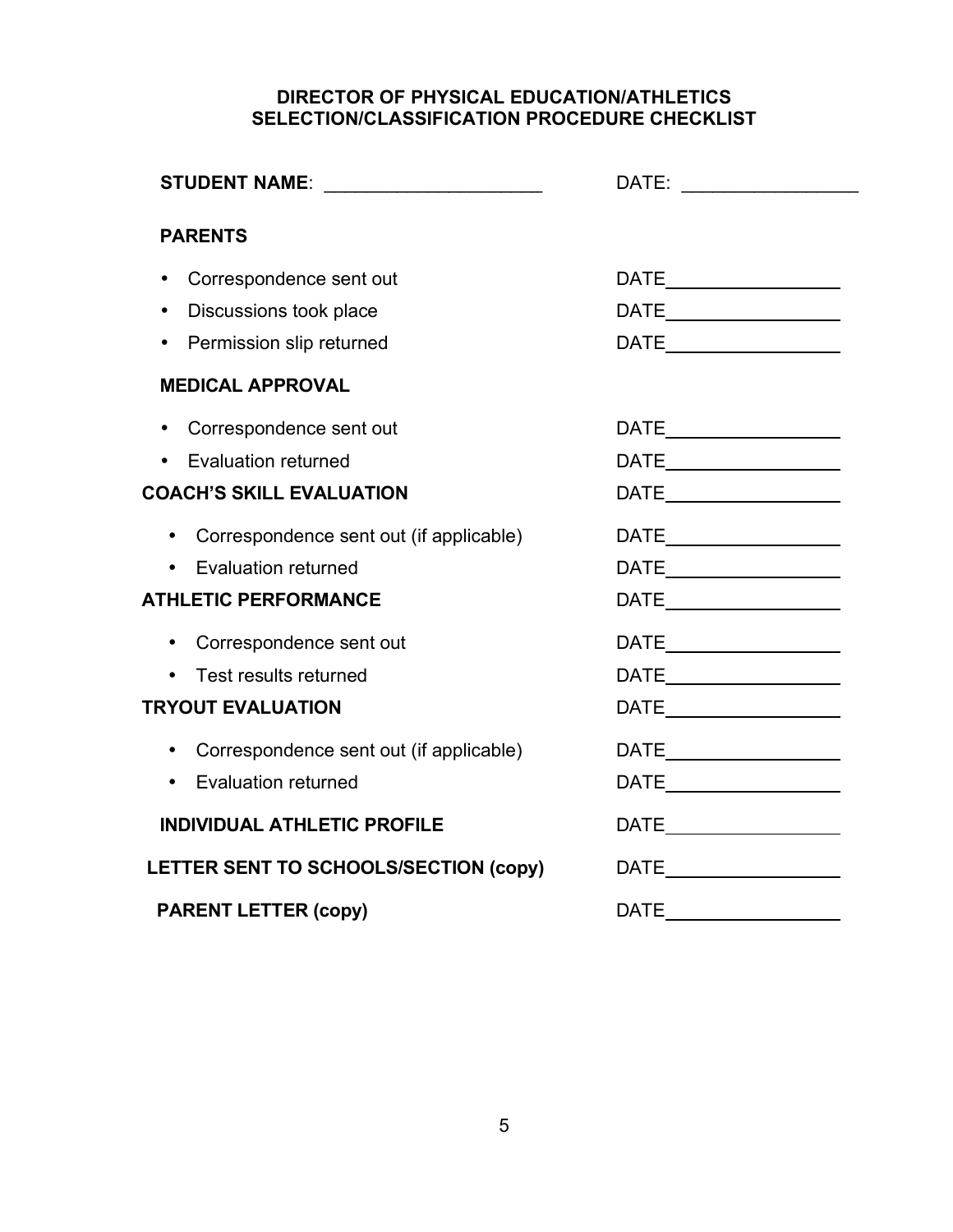## DIRECTOR OF PHYSICAL EDUCATION/ATHLETICS SELECTION/CLASSIFICATION PROCEDURE CHECKLIST

**STUDENT NAME**: ____________________ DATE: ________________

**PARENTS**

- Correspondence sent out DATE________________
- Discussions took place DATE________________
- Permission slip returned DATE________________

**MEDICAL APPROVAL**

- Correspondence sent out DATE________________
- Evaluation returned DATE________________

**COACH'S SKILL EVALUATION** DATE________________

- Correspondence sent out (if applicable) DATE________________
- Evaluation returned DATE________________

**ATHLETIC PERFORMANCE** DATE________________

- Correspondence sent out DATE________________
- Test results returned DATE________________

**TRYOUT EVALUATION** DATE________________

- Correspondence sent out (if applicable) DATE________________
- Evaluation returned DATE________________

**INDIVIDUAL ATHLETIC PROFILE** DATE________________

**LETTER SENT TO SCHOOLS/SECTION (copy)** DATE________________

**PARENT LETTER (copy)** DATE________________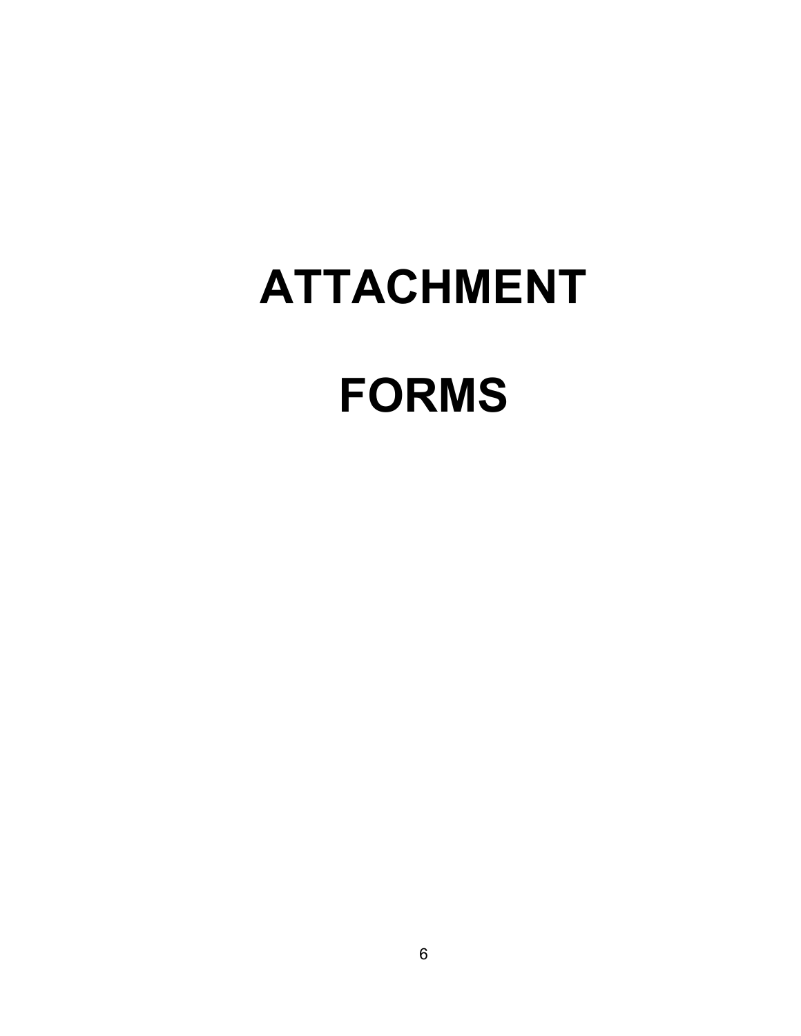# ATTACHMENT

# FORMS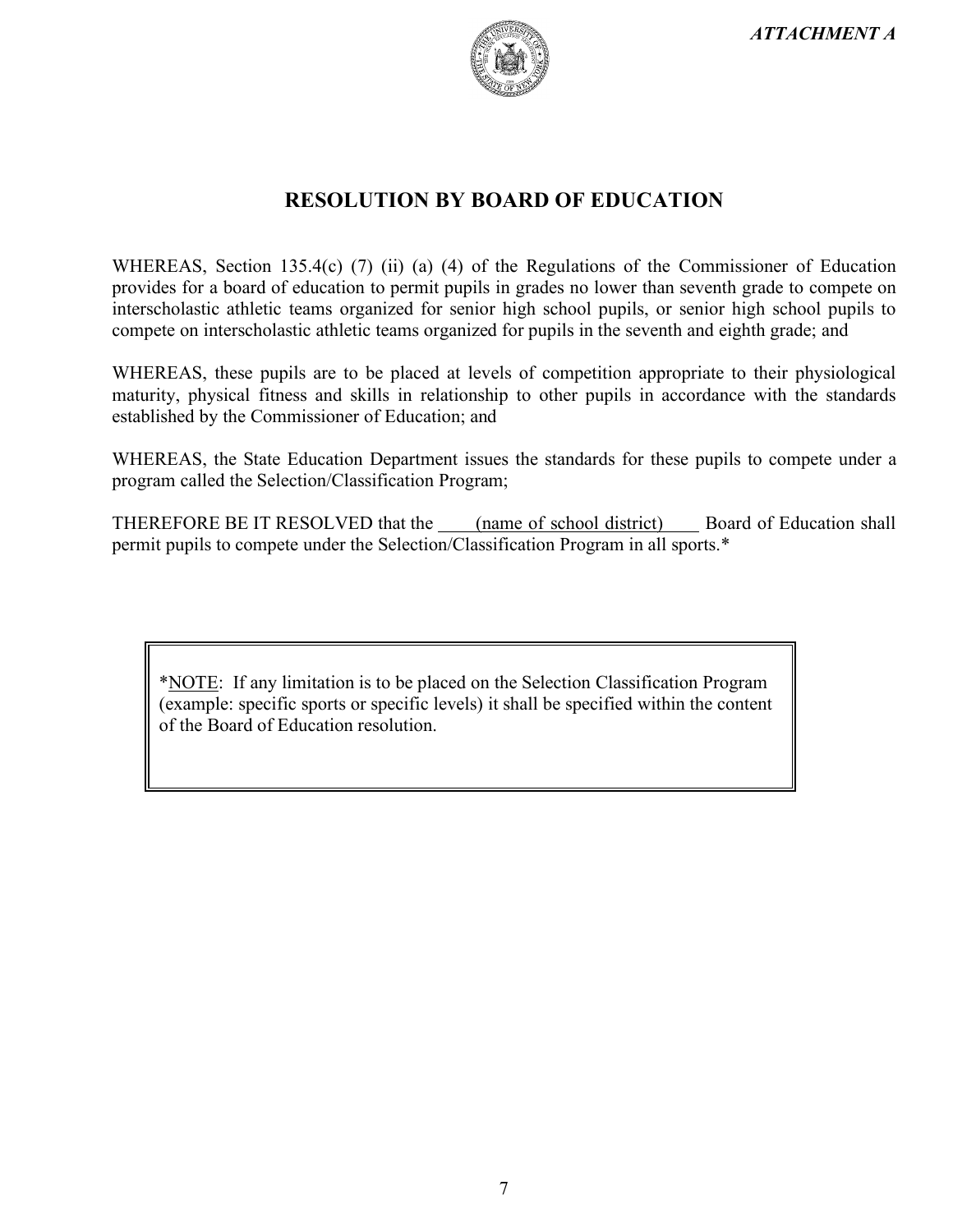*ATTACHMENT A*

# RESOLUTION BY BOARD OF EDUCATION

WHEREAS, Section 135.4(c) (7) (ii) (a) (4) of the Regulations of the Commissioner of Education provides for a board of education to permit pupils in grades no lower than seventh grade to compete on interscholastic athletic teams organized for senior high school pupils, or senior high school pupils to compete on interscholastic athletic teams organized for pupils in the seventh and eighth grade; and

WHEREAS, these pupils are to be placed at levels of competition appropriate to their physiological maturity, physical fitness and skills in relationship to other pupils in accordance with the standards established by the Commissioner of Education; and

WHEREAS, the State Education Department issues the standards for these pupils to compete under a program called the Selection/Classification Program;

THEREFORE BE IT RESOLVED that the ____(name of school district)____ Board of Education shall permit pupils to compete under the Selection/Classification Program in all sports.*

*NOTE: If any limitation is to be placed on the Selection Classification Program (example: specific sports or specific levels) it shall be specified within the content of the Board of Education resolution.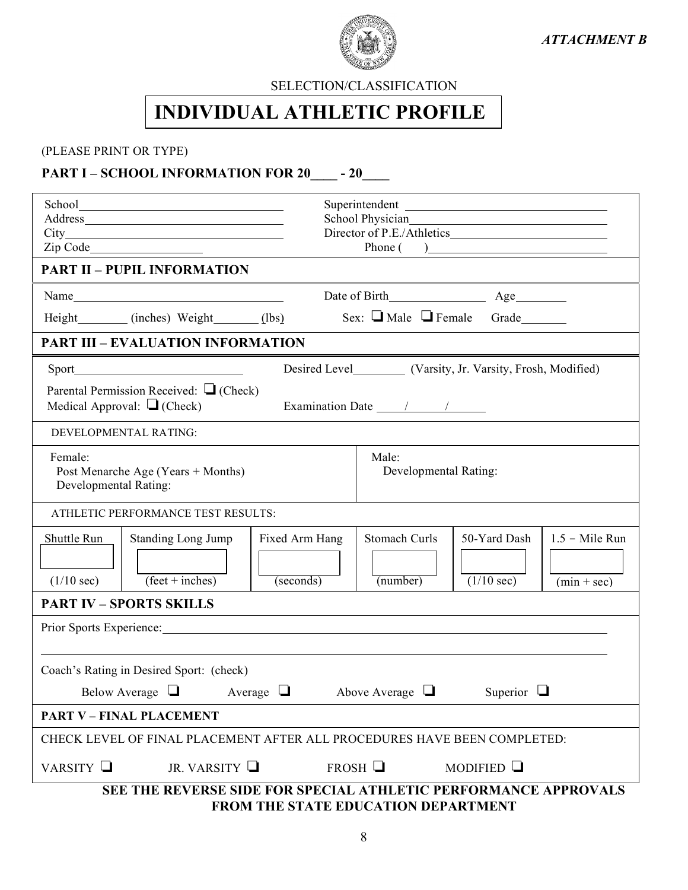*ATTACHMENT B*

SELECTION/CLASSIFICATION

# INDIVIDUAL ATHLETIC PROFILE

(PLEASE PRINT OR TYPE)

## PART I – SCHOOL INFORMATION FOR 20____ - 20____

School________________________________ Superintendent ________________________________

Address________________________________ School Physician________________________________

City________________________________ Director of P.E./Athletics________________________________

Zip Code__________________ Phone (    )________________________________

## PART II – PUPIL INFORMATION

Name________________________________ Date of Birth______________ Age________

Height________ (inches) Weight_______ (lbs) Sex: ❑ Male ❑ Female Grade_______

## PART III – EVALUATION INFORMATION

Sport__________________________ Desired Level________ (Varsity, Jr. Varsity, Frosh, Modified)

Parental Permission Received: ❑ (Check)

Medical Approval: ❑ (Check) Examination Date ____/_____/_____

DEVELOPMENTAL RATING:

| Female: | Male: |
|---|---|
| Post Menarche Age (Years + Months)<br>Developmental Rating: | Developmental Rating: |

ATHLETIC PERFORMANCE TEST RESULTS:

| Shuttle Run | Standing Long Jump | Fixed Arm Hang | Stomach Curls | 50-Yard Dash | 1.5 – Mile Run |
|---|---|---|---|---|---|
| | | | | | |
| (1/10 sec) | (feet + inches) | (seconds) | (number) | (1/10 sec) | (min + sec) |

## PART IV – SPORTS SKILLS

Prior Sports Experience:________________________________________________________________

________________________________________________________________________________

Coach's Rating in Desired Sport: (check)

Below Average ❑ Average ❑ Above Average ❑ Superior ❑

## PART V – FINAL PLACEMENT

CHECK LEVEL OF FINAL PLACEMENT AFTER ALL PROCEDURES HAVE BEEN COMPLETED:

VARSITY ❑ JR. VARSITY ❑ FROSH ❑ MODIFIED ❑

**SEE THE REVERSE SIDE FOR SPECIAL ATHLETIC PERFORMANCE APPROVALS FROM THE STATE EDUCATION DEPARTMENT**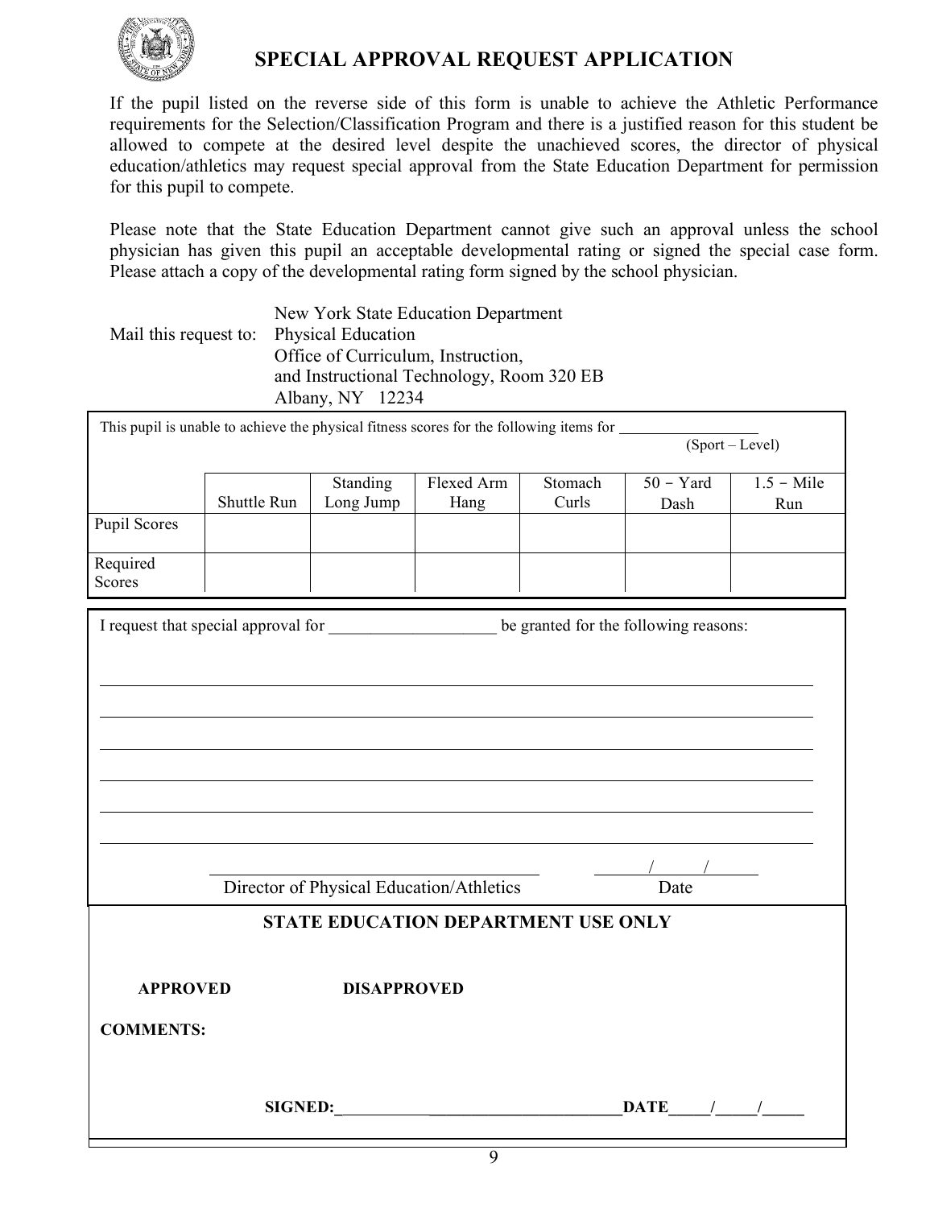# SPECIAL APPROVAL REQUEST APPLICATION

If the pupil listed on the reverse side of this form is unable to achieve the Athletic Performance requirements for the Selection/Classification Program and there is a justified reason for this student be allowed to compete at the desired level despite the unachieved scores, the director of physical education/athletics may request special approval from the State Education Department for permission for this pupil to compete.

Please note that the State Education Department cannot give such an approval unless the school physician has given this pupil an acceptable developmental rating or signed the special case form. Please attach a copy of the developmental rating form signed by the school physician.

Mail this request to: New York State Education Department
Physical Education
Office of Curriculum, Instruction,
and Instructional Technology, Room 320 EB
Albany, NY 12234

This pupil is unable to achieve the physical fitness scores for the following items for __________________
(Sport – Level)

| | Shuttle Run | Standing Long Jump | Flexed Arm Hang | Stomach Curls | 50 - Yard Dash | 1.5 - Mile Run |
|---|---|---|---|---|---|---|
| Pupil Scores | | | | | | |
| Required Scores | | | | | | |

I request that special approval for ____________________ be granted for the following reasons:

________________________________________________________________________________

________________________________________________________________________________

________________________________________________________________________________

________________________________________________________________________________

________________________________________________________________________________

________________________________________________________________________________

________________________________________ ______/_____/______
Director of Physical Education/Athletics Date

**STATE EDUCATION DEPARTMENT USE ONLY**

**APPROVED** **DISAPPROVED**

**COMMENTS:**

**SIGNED:**___________________________________**DATE**_____/_____/_____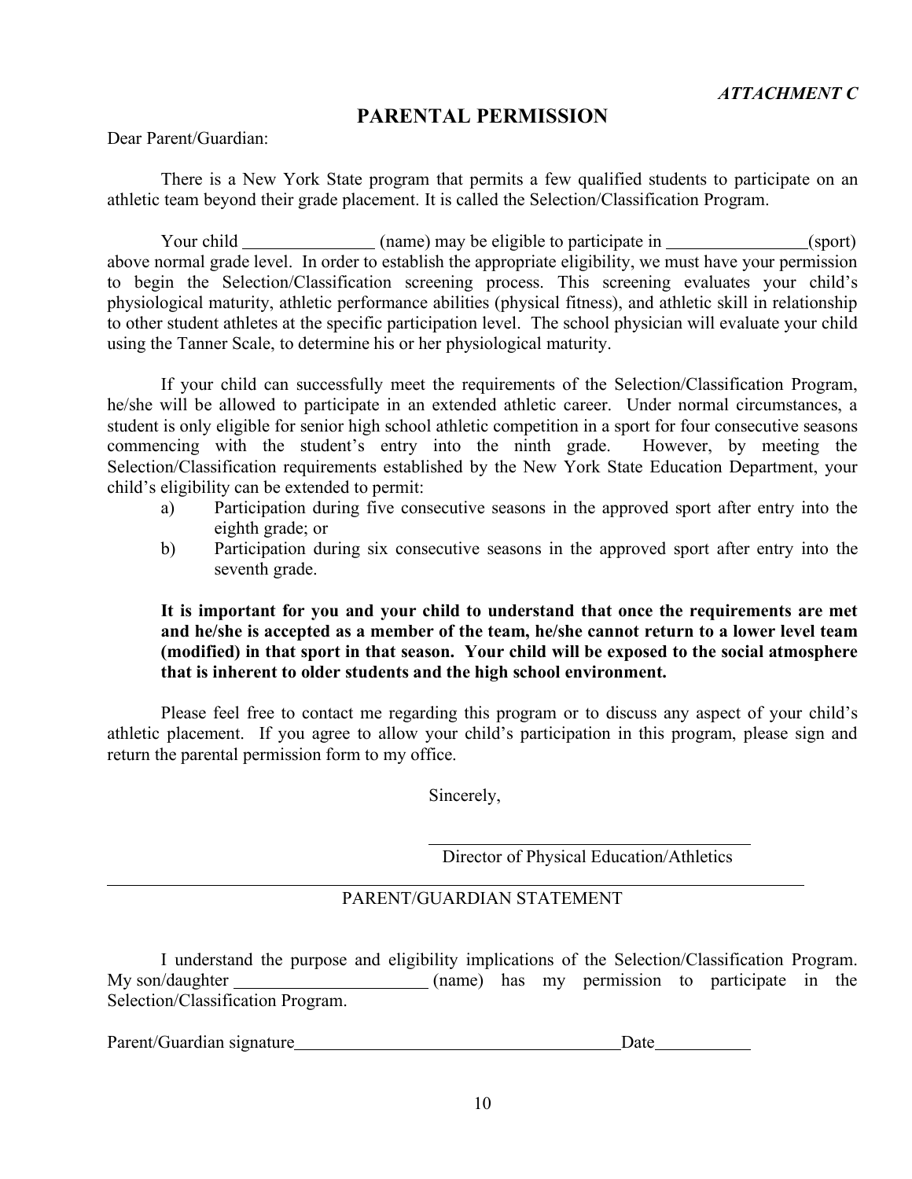*ATTACHMENT C*

# PARENTAL PERMISSION

Dear Parent/Guardian:

There is a New York State program that permits a few qualified students to participate on an athletic team beyond their grade placement. It is called the Selection/Classification Program.

Your child _______________ (name) may be eligible to participate in ________________(sport) above normal grade level. In order to establish the appropriate eligibility, we must have your permission to begin the Selection/Classification screening process. This screening evaluates your child's physiological maturity, athletic performance abilities (physical fitness), and athletic skill in relationship to other student athletes at the specific participation level. The school physician will evaluate your child using the Tanner Scale, to determine his or her physiological maturity.

If your child can successfully meet the requirements of the Selection/Classification Program, he/she will be allowed to participate in an extended athletic career. Under normal circumstances, a student is only eligible for senior high school athletic competition in a sport for four consecutive seasons commencing with the student's entry into the ninth grade. However, by meeting the Selection/Classification requirements established by the New York State Education Department, your child's eligibility can be extended to permit:

a) Participation during five consecutive seasons in the approved sport after entry into the eighth grade; or
b) Participation during six consecutive seasons in the approved sport after entry into the seventh grade.

**It is important for you and your child to understand that once the requirements are met and he/she is accepted as a member of the team, he/she cannot return to a lower level team (modified) in that sport in that season. Your child will be exposed to the social atmosphere that is inherent to older students and the high school environment.**

Please feel free to contact me regarding this program or to discuss any aspect of your child's athletic placement. If you agree to allow your child's participation in this program, please sign and return the parental permission form to my office.

Sincerely,

_______________________________________

Director of Physical Education/Athletics

---

PARENT/GUARDIAN STATEMENT

I understand the purpose and eligibility implications of the Selection/Classification Program. My son/daughter ______________________ (name) has my permission to participate in the Selection/Classification Program.

Parent/Guardian signature_______________________________________Date___________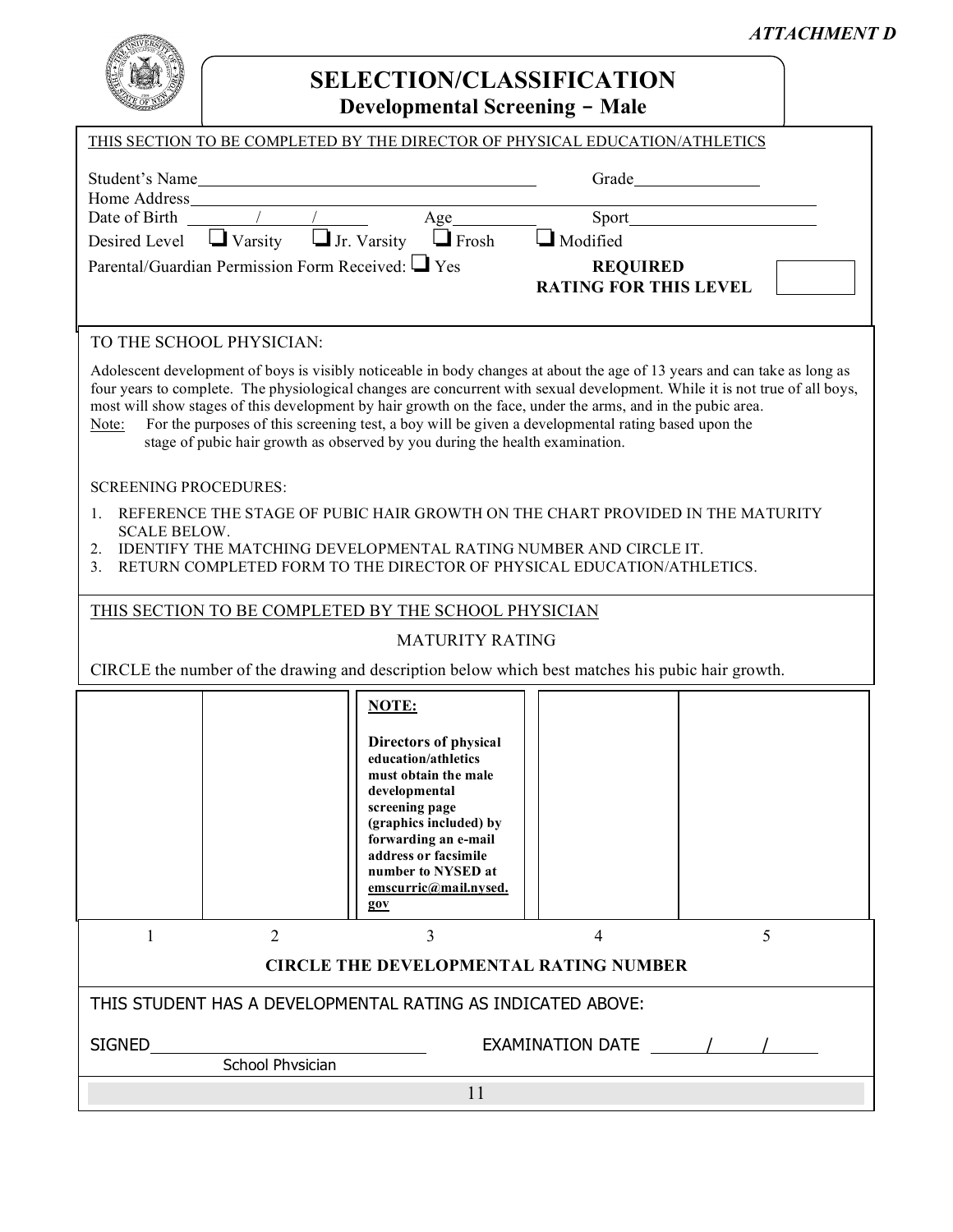*ATTACHMENT D*

# SELECTION/CLASSIFICATION

## Developmental Screening – Male

THIS SECTION TO BE COMPLETED BY THE DIRECTOR OF PHYSICAL EDUCATION/ATHLETICS

Student's Name________________________ Grade__________

Home Address______________________________________________

Date of Birth ____/____/____ Age________ Sport______________

Desired Level ❑ Varsity ❑ Jr. Varsity ❑ Frosh ❑ Modified

Parental/Guardian Permission Form Received: ❑ Yes

**REQUIRED RATING FOR THIS LEVEL** ______

TO THE SCHOOL PHYSICIAN:

Adolescent development of boys is visibly noticeable in body changes at about the age of 13 years and can take as long as four years to complete. The physiological changes are concurrent with sexual development. While it is not true of all boys, most will show stages of this development by hair growth on the face, under the arms, and in the pubic area.

Note: For the purposes of this screening test, a boy will be given a developmental rating based upon the stage of pubic hair growth as observed by you during the health examination.

SCREENING PROCEDURES:

1. REFERENCE THE STAGE OF PUBIC HAIR GROWTH ON THE CHART PROVIDED IN THE MATURITY SCALE BELOW.
2. IDENTIFY THE MATCHING DEVELOPMENTAL RATING NUMBER AND CIRCLE IT.
3. RETURN COMPLETED FORM TO THE DIRECTOR OF PHYSICAL EDUCATION/ATHLETICS.

THIS SECTION TO BE COMPLETED BY THE SCHOOL PHYSICIAN

MATURITY RATING

CIRCLE the number of the drawing and description below which best matches his pubic hair growth.

**NOTE:**

**Directors of physical education/athletics must obtain the male developmental screening page (graphics included) by forwarding an e-mail address or facsimile number to NYSED at emscurric@mail.nysed.gov**

| 1 | 2 | 3 | 4 | 5 |
|---|---|---|---|---|

**CIRCLE THE DEVELOPMENTAL RATING NUMBER**

THIS STUDENT HAS A DEVELOPMENTAL RATING AS INDICATED ABOVE:

SIGNED________________________ EXAMINATION DATE ____/____/____

School Physician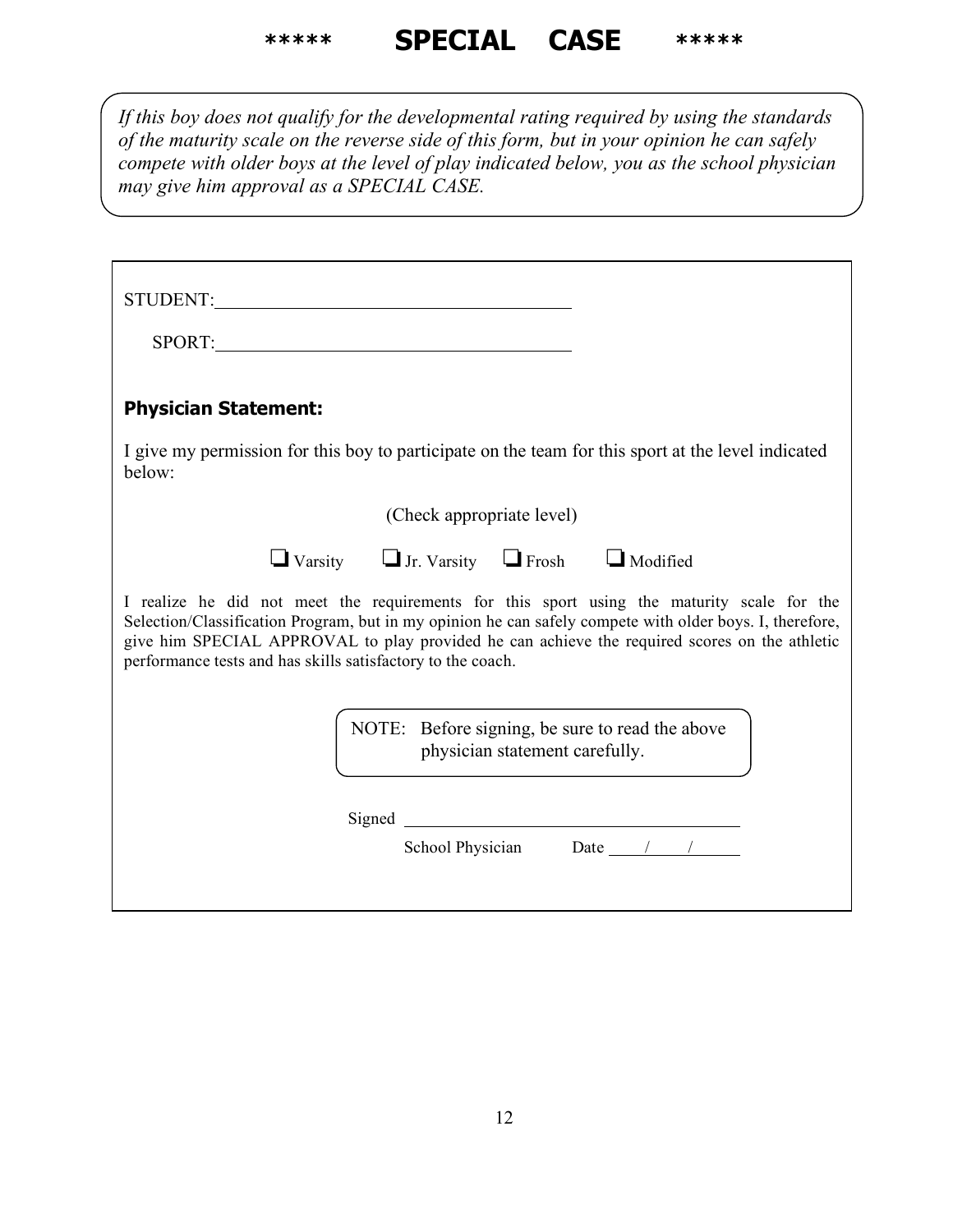# \*\*\*\*\* SPECIAL CASE \*\*\*\*\*

*If this boy does not qualify for the developmental rating required by using the standards of the maturity scale on the reverse side of this form, but in your opinion he can safely compete with older boys at the level of play indicated below, you as the school physician may give him approval as a SPECIAL CASE.*

STUDENT: ______________________________________

SPORT: ______________________________________

**Physician Statement:**

I give my permission for this boy to participate on the team for this sport at the level indicated below:

(Check appropriate level)

❑ Varsity ❑ Jr. Varsity ❑ Frosh ❑ Modified

I realize he did not meet the requirements for this sport using the maturity scale for the Selection/Classification Program, but in my opinion he can safely compete with older boys. I, therefore, give him SPECIAL APPROVAL to play provided he can achieve the required scores on the athletic performance tests and has skills satisfactory to the coach.

NOTE: Before signing, be sure to read the above physician statement carefully.

Signed ______________________________________

School Physician Date ____/____/______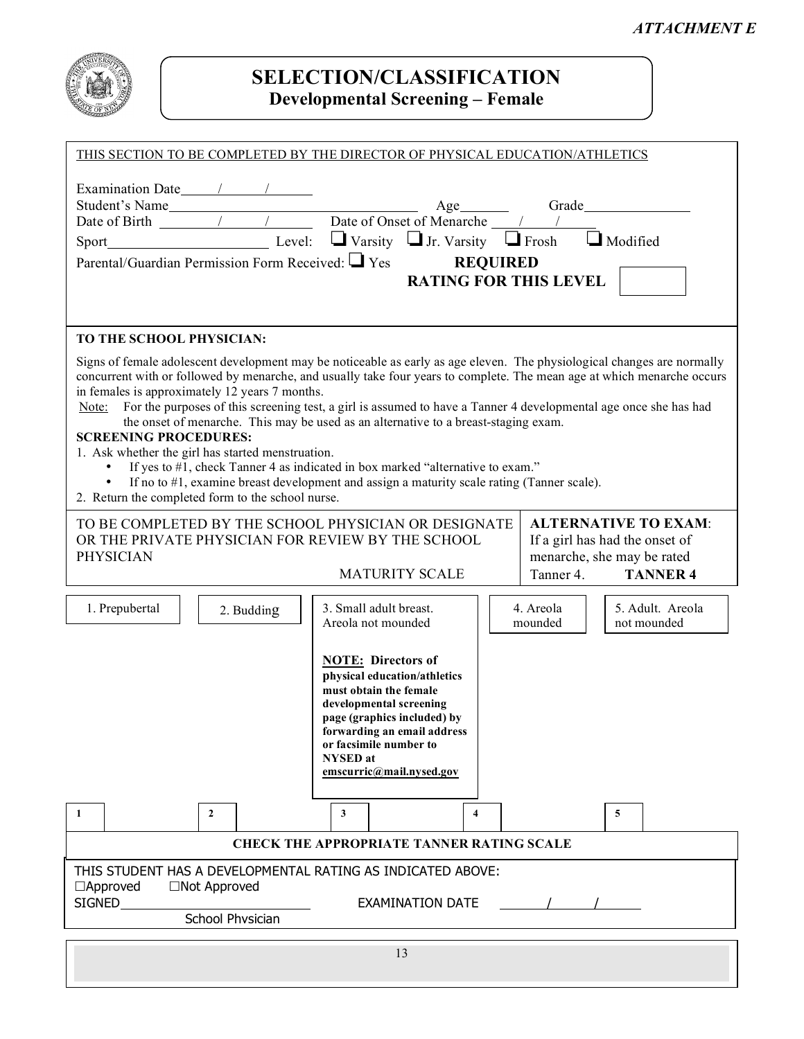*ATTACHMENT E*

# SELECTION/CLASSIFICATION
## Developmental Screening – Female

THIS SECTION TO BE COMPLETED BY THE DIRECTOR OF PHYSICAL EDUCATION/ATHLETICS

Examination Date\_\_\_\_/\_\_\_\_/\_\_\_\_

Student's Name\_\_\_\_\_\_\_\_\_\_\_\_\_\_\_\_\_\_\_\_ Age\_\_\_\_\_\_ Grade\_\_\_\_\_\_\_\_

Date of Birth \_\_\_\_/\_\_\_\_/\_\_\_\_ Date of Onset of Menarche \_\_\_\_/\_\_\_\_/\_\_\_\_

Sport\_\_\_\_\_\_\_\_\_\_\_\_\_\_ Level: ☐ Varsity ☐ Jr. Varsity ☐ Frosh ☐ Modified

Parental/Guardian Permission Form Received: ☐ Yes **REQUIRED RATING FOR THIS LEVEL** ☐

**TO THE SCHOOL PHYSICIAN:**

Signs of female adolescent development may be noticeable as early as age eleven. The physiological changes are normally concurrent with or followed by menarche, and usually take four years to complete. The mean age at which menarche occurs in females is approximately 12 years 7 months.

Note: For the purposes of this screening test, a girl is assumed to have a Tanner 4 developmental age once she has had the onset of menarche. This may be used as an alternative to a breast-staging exam.

**SCREENING PROCEDURES:**

1. Ask whether the girl has started menstruation.
   - If yes to #1, check Tanner 4 as indicated in box marked "alternative to exam."
   - If no to #1, examine breast development and assign a maturity scale rating (Tanner scale).
2. Return the completed form to the school nurse.

TO BE COMPLETED BY THE SCHOOL PHYSICIAN OR DESIGNATE OR THE PRIVATE PHYSICIAN FOR REVIEW BY THE SCHOOL PHYSICIAN

MATURITY SCALE

**ALTERNATIVE TO EXAM**: If a girl has had the onset of menarche, she may be rated Tanner 4. **TANNER 4** ☐

| 1. Prepubertal | 2. Budding | 3. Small adult breast. Areola not mounded | 4. Areola mounded | 5. Adult. Areola not mounded |
|---|---|---|---|---|
| 1 ☐ | 2 ☐ | 3 ☐ | 4 ☐ | 5 ☐ |

**NOTE: Directors of physical education/athletics must obtain the female developmental screening page (graphics included) by forwarding an email address or facsimile number to NYSED at emscurric@mail.nysed.gov**

**CHECK THE APPROPRIATE TANNER RATING SCALE**

THIS STUDENT HAS A DEVELOPMENTAL RATING AS INDICATED ABOVE:

☐Approved ☐Not Approved

SIGNED\_\_\_\_\_\_\_\_\_\_\_\_\_\_\_\_\_\_\_\_ EXAMINATION DATE \_\_\_\_/\_\_\_\_/\_\_\_\_

School Physician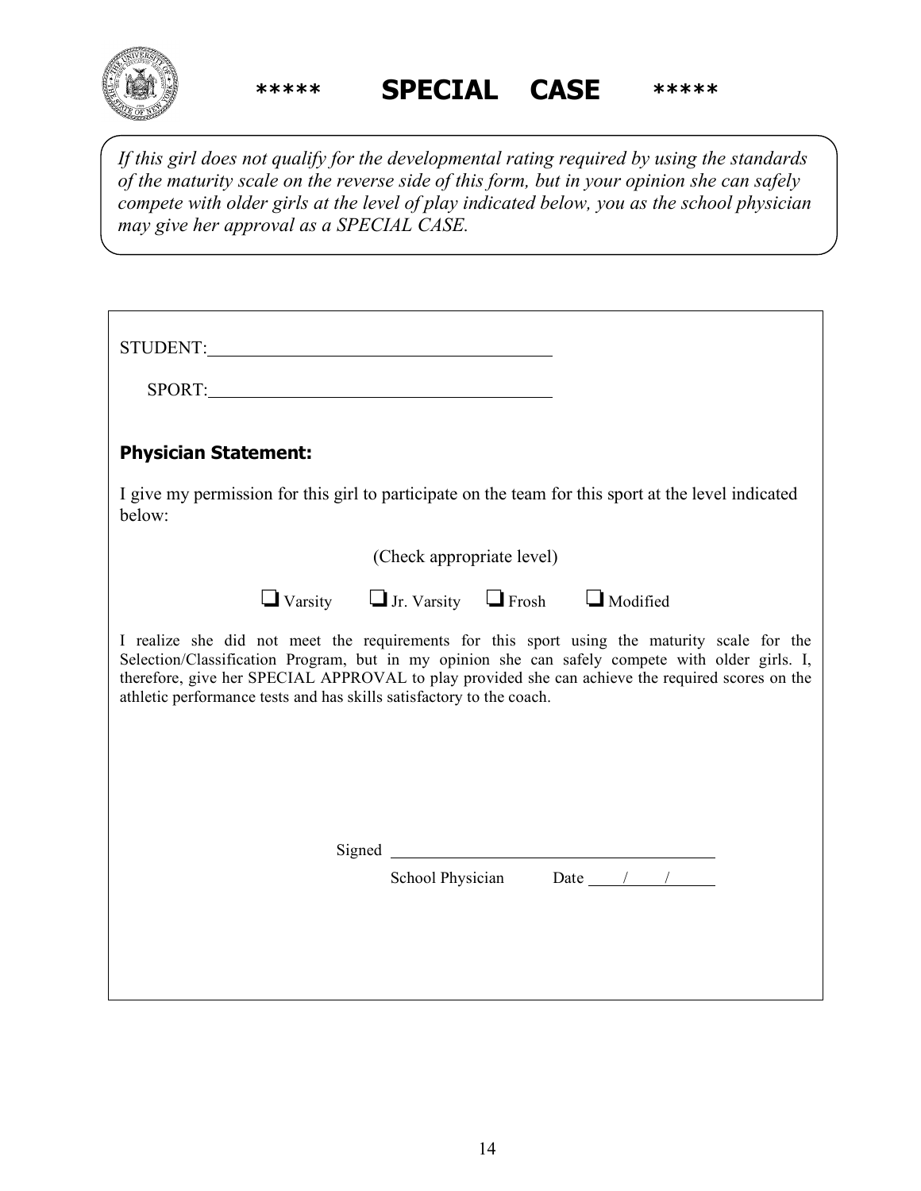# \*\*\*\*\* SPECIAL CASE \*\*\*\*\*

*If this girl does not qualify for the developmental rating required by using the standards of the maturity scale on the reverse side of this form, but in your opinion she can safely compete with older girls at the level of play indicated below, you as the school physician may give her approval as a SPECIAL CASE.*

STUDENT: ________________________________________

SPORT: ________________________________________

**Physician Statement:**

I give my permission for this girl to participate on the team for this sport at the level indicated below:

(Check appropriate level)

❑ Varsity ❑ Jr. Varsity ❑ Frosh ❑ Modified

I realize she did not meet the requirements for this sport using the maturity scale for the Selection/Classification Program, but in my opinion she can safely compete with older girls. I, therefore, give her SPECIAL APPROVAL to play provided she can achieve the required scores on the athletic performance tests and has skills satisfactory to the coach.

Signed ________________________________________

School Physician Date ____/____/______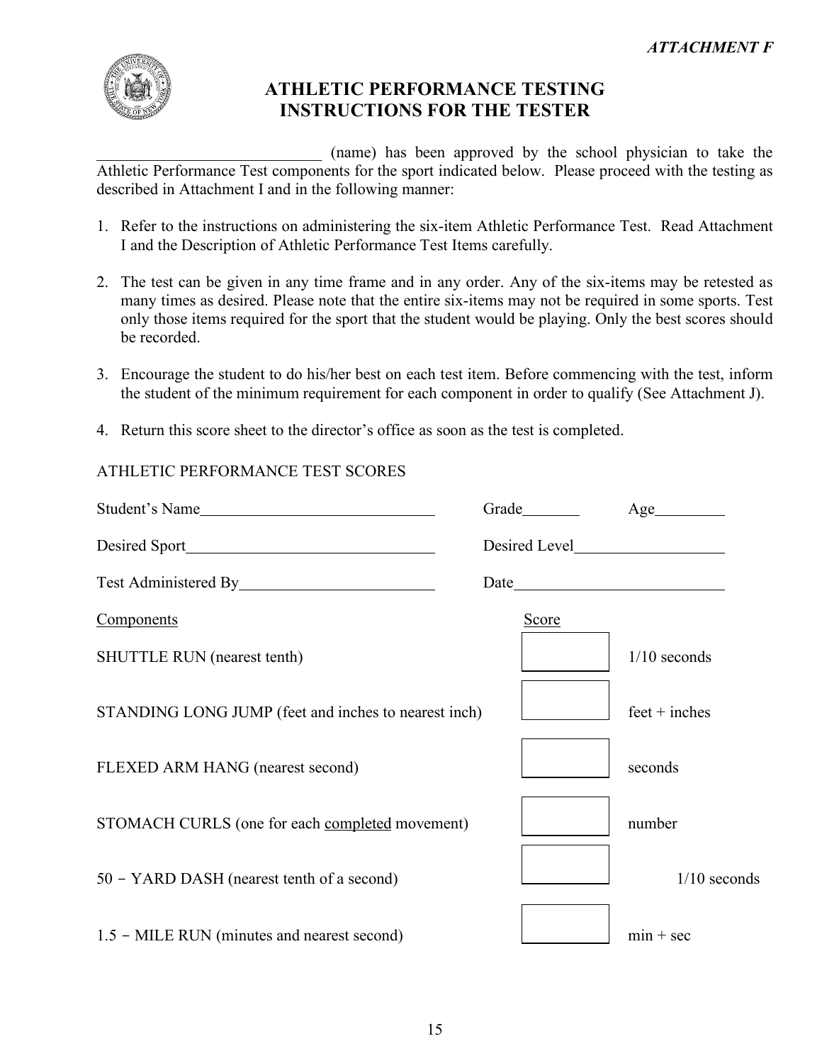*ATTACHMENT F*

# ATHLETIC PERFORMANCE TESTING
# INSTRUCTIONS FOR THE TESTER

____________________________ (name) has been approved by the school physician to take the Athletic Performance Test components for the sport indicated below. Please proceed with the testing as described in Attachment I and in the following manner:

1. Refer to the instructions on administering the six-item Athletic Performance Test. Read Attachment I and the Description of Athletic Performance Test Items carefully.
2. The test can be given in any time frame and in any order. Any of the six-items may be retested as many times as desired. Please note that the entire six-items may not be required in some sports. Test only those items required for the sport that the student would be playing. Only the best scores should be recorded.
3. Encourage the student to do his/her best on each test item. Before commencing with the test, inform the student of the minimum requirement for each component in order to qualify (See Attachment J).
4. Return this score sheet to the director's office as soon as the test is completed.

ATHLETIC PERFORMANCE TEST SCORES

Student's Name______________________________ Grade________ Age_________

Desired Sport______________________________ Desired Level___________________

Test Administered By________________________ Date___________________________

| Components | Score | |
|---|---|---|
| SHUTTLE RUN (nearest tenth) | | 1/10 seconds |
| STANDING LONG JUMP (feet and inches to nearest inch) | | feet + inches |
| FLEXED ARM HANG (nearest second) | | seconds |
| STOMACH CURLS (one for each <u>completed</u> movement) | | number |
| 50 – YARD DASH (nearest tenth of a second) | | 1/10 seconds |
| 1.5 – MILE RUN (minutes and nearest second) | | min + sec |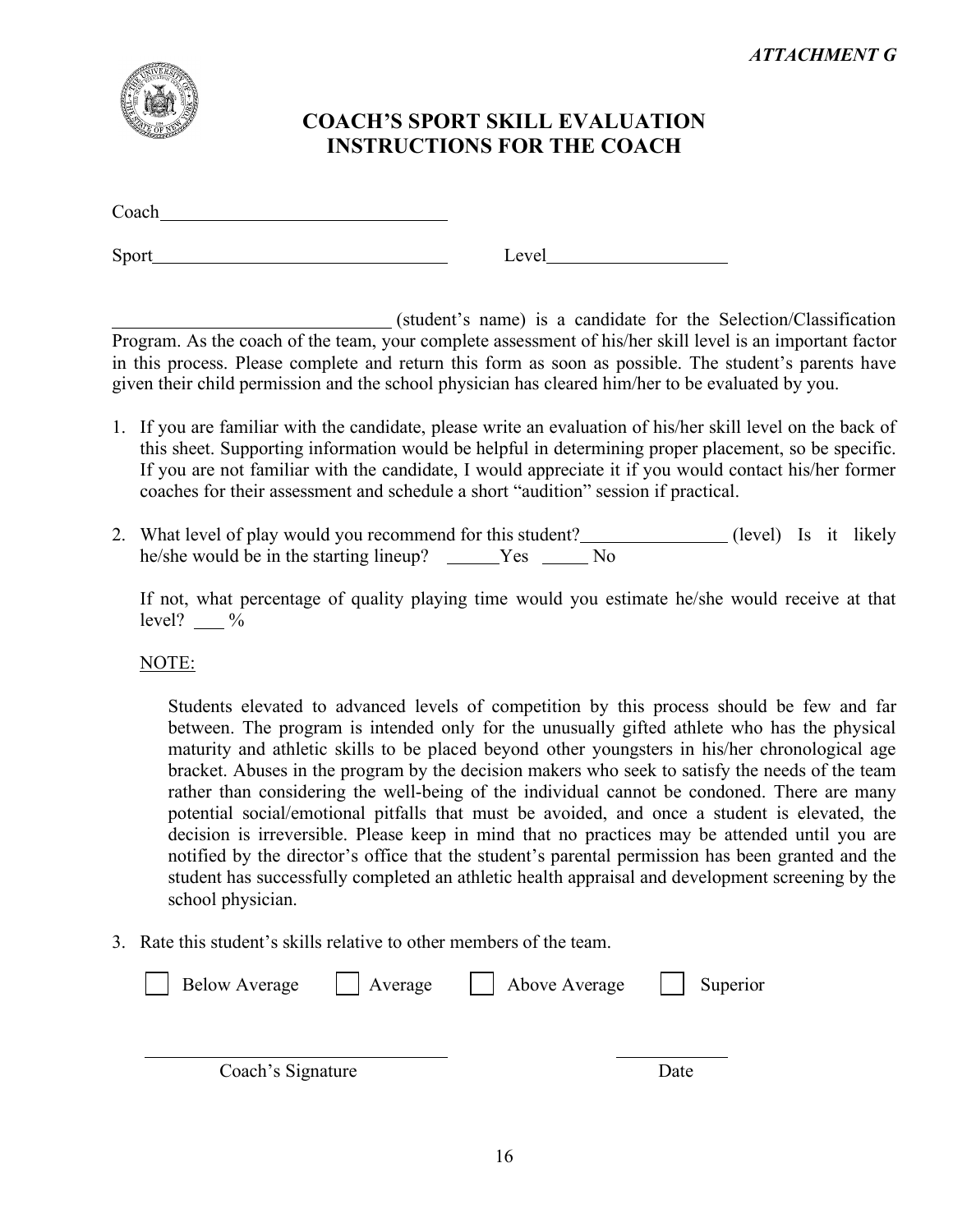*ATTACHMENT G*

# COACH'S SPORT SKILL EVALUATION
# INSTRUCTIONS FOR THE COACH

Coach________________________________

Sport________________________________ Level____________________

______________________________ (student's name) is a candidate for the Selection/Classification Program. As the coach of the team, your complete assessment of his/her skill level is an important factor in this process. Please complete and return this form as soon as possible. The student's parents have given their child permission and the school physician has cleared him/her to be evaluated by you.

1. If you are familiar with the candidate, please write an evaluation of his/her skill level on the back of this sheet. Supporting information would be helpful in determining proper placement, so be specific. If you are not familiar with the candidate, I would appreciate it if you would contact his/her former coaches for their assessment and schedule a short "audition" session if practical.

2. What level of play would you recommend for this student?________________ (level) Is it likely he/she would be in the starting lineup? ______Yes _____ No

   If not, what percentage of quality playing time would you estimate he/she would receive at that level? ___ %

   NOTE:

   > Students elevated to advanced levels of competition by this process should be few and far between. The program is intended only for the unusually gifted athlete who has the physical maturity and athletic skills to be placed beyond other youngsters in his/her chronological age bracket. Abuses in the program by the decision makers who seek to satisfy the needs of the team rather than considering the well-being of the individual cannot be condoned. There are many potential social/emotional pitfalls that must be avoided, and once a student is elevated, the decision is irreversible. Please keep in mind that no practices may be attended until you are notified by the director's office that the student's parental permission has been granted and the student has successfully completed an athletic health appraisal and development screening by the school physician.

3. Rate this student's skills relative to other members of the team.

   ☐ Below Average ☐ Average ☐ Above Average ☐ Superior

_________________________________ ____________
Coach's Signature Date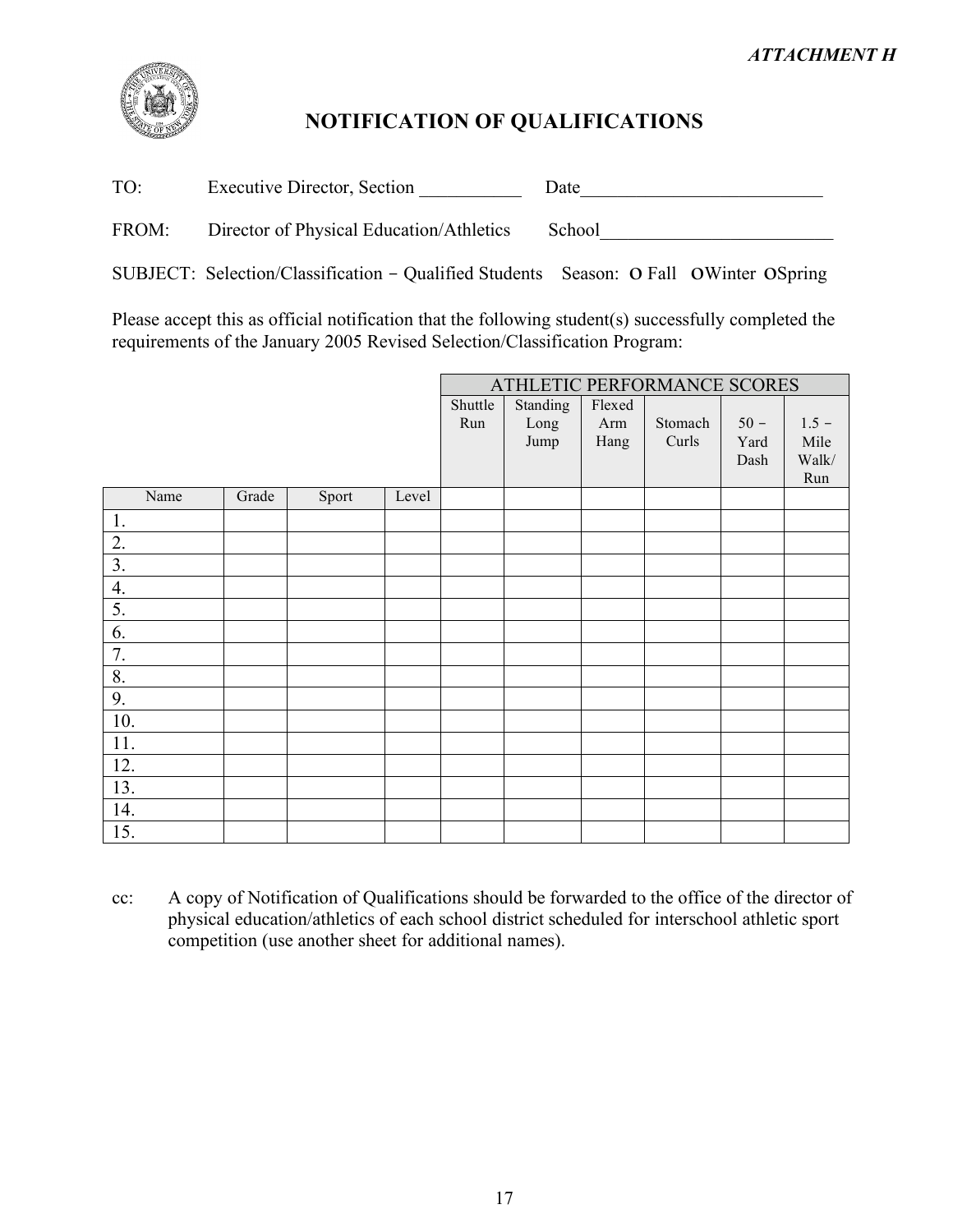*ATTACHMENT H*

# NOTIFICATION OF QUALIFICATIONS

TO: Executive Director, Section ___________ Date__________________________

FROM: Director of Physical Education/Athletics School_________________________

SUBJECT: Selection/Classification – Qualified Students Season: O Fall O Winter O Spring

Please accept this as official notification that the following student(s) successfully completed the requirements of the January 2005 Revised Selection/Classification Program:

| | | | | ATHLETIC PERFORMANCE SCORES | | | | | |
|---|---|---|---|---|---|---|---|---|---|
| | | | | Shuttle Run | Standing Long Jump | Flexed Arm Hang | Stomach Curls | 50 – Yard Dash | 1.5 – Mile Walk/ Run |
| Name | Grade | Sport | Level | | | | | | |
| 1. | | | | | | | | | |
| 2. | | | | | | | | | |
| 3. | | | | | | | | | |
| 4. | | | | | | | | | |
| 5. | | | | | | | | | |
| 6. | | | | | | | | | |
| 7. | | | | | | | | | |
| 8. | | | | | | | | | |
| 9. | | | | | | | | | |
| 10. | | | | | | | | | |
| 11. | | | | | | | | | |
| 12. | | | | | | | | | |
| 13. | | | | | | | | | |
| 14. | | | | | | | | | |
| 15. | | | | | | | | | |

cc: A copy of Notification of Qualifications should be forwarded to the office of the director of physical education/athletics of each school district scheduled for interschool athletic sport competition (use another sheet for additional names).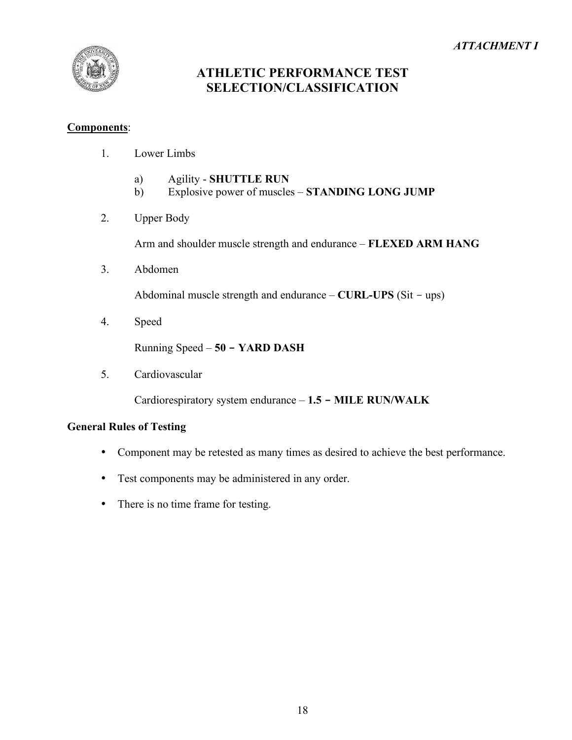*ATTACHMENT I*

# ATHLETIC PERFORMANCE TEST SELECTION/CLASSIFICATION

**<u>Components</u>**:

1. Lower Limbs

   a) Agility - **SHUTTLE RUN**
   b) Explosive power of muscles – **STANDING LONG JUMP**

2. Upper Body

   Arm and shoulder muscle strength and endurance – **FLEXED ARM HANG**

3. Abdomen

   Abdominal muscle strength and endurance – **CURL-UPS** (Sit – ups)

4. Speed

   Running Speed – **50 – YARD DASH**

5. Cardiovascular

   Cardiorespiratory system endurance – **1.5 – MILE RUN/WALK**

**General Rules of Testing**

- Component may be retested as many times as desired to achieve the best performance.
- Test components may be administered in any order.
- There is no time frame for testing.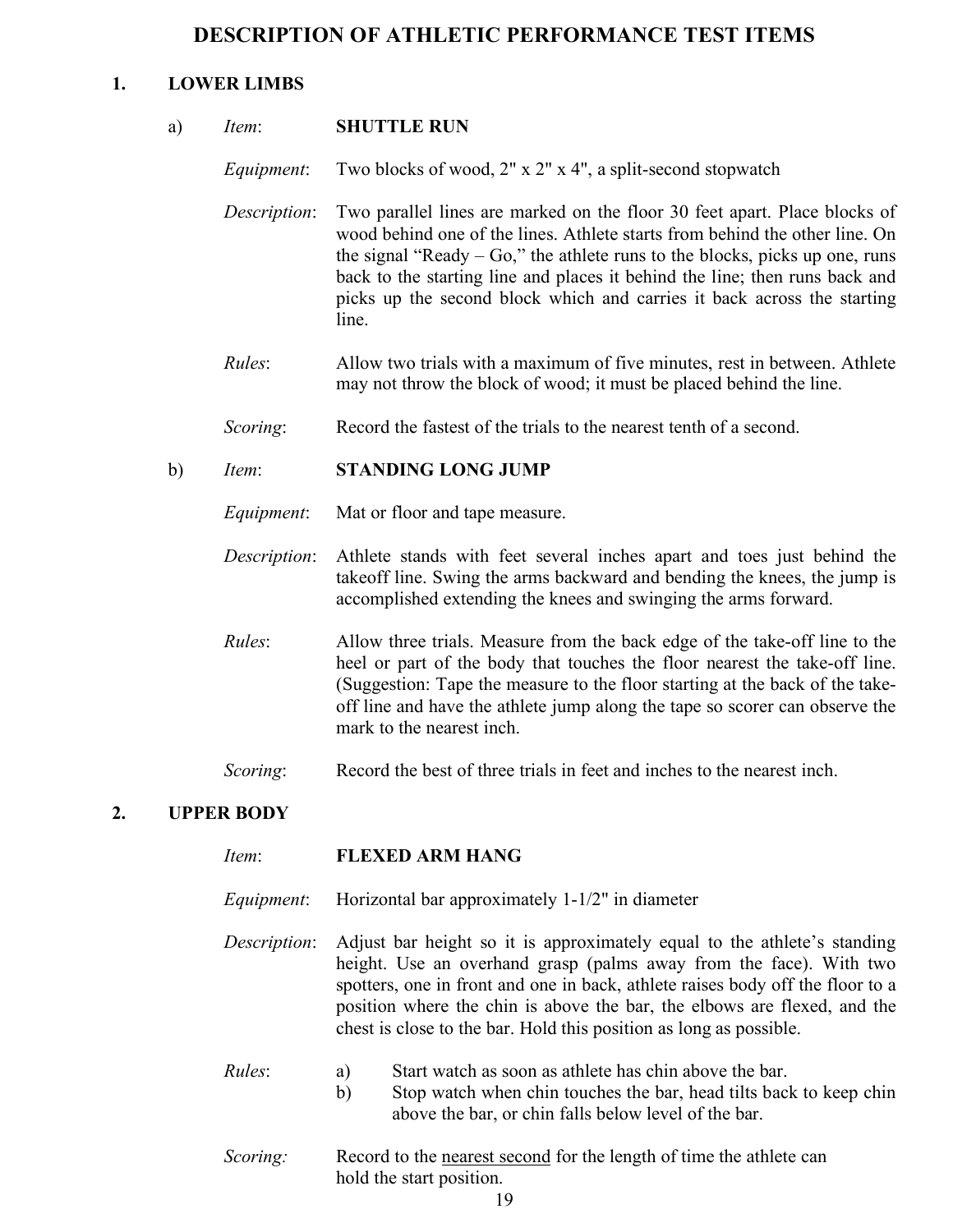# DESCRIPTION OF ATHLETIC PERFORMANCE TEST ITEMS

## 1. LOWER LIMBS

### a) *Item*: **SHUTTLE RUN**

*Equipment*: Two blocks of wood, 2" x 2" x 4", a split-second stopwatch

*Description*: Two parallel lines are marked on the floor 30 feet apart. Place blocks of wood behind one of the lines. Athlete starts from behind the other line. On the signal "Ready – Go," the athlete runs to the blocks, picks up one, runs back to the starting line and places it behind the line; then runs back and picks up the second block which and carries it back across the starting line.

*Rules*: Allow two trials with a maximum of five minutes, rest in between. Athlete may not throw the block of wood; it must be placed behind the line.

*Scoring*: Record the fastest of the trials to the nearest tenth of a second.

### b) *Item*: **STANDING LONG JUMP**

*Equipment*: Mat or floor and tape measure.

*Description*: Athlete stands with feet several inches apart and toes just behind the takeoff line. Swing the arms backward and bending the knees, the jump is accomplished extending the knees and swinging the arms forward.

*Rules*: Allow three trials. Measure from the back edge of the take-off line to the heel or part of the body that touches the floor nearest the take-off line. (Suggestion: Tape the measure to the floor starting at the back of the take-off line and have the athlete jump along the tape so scorer can observe the mark to the nearest inch.

*Scoring*: Record the best of three trials in feet and inches to the nearest inch.

## 2. UPPER BODY

*Item*: **FLEXED ARM HANG**

*Equipment*: Horizontal bar approximately 1-1/2" in diameter

*Description*: Adjust bar height so it is approximately equal to the athlete's standing height. Use an overhand grasp (palms away from the face). With two spotters, one in front and one in back, athlete raises body off the floor to a position where the chin is above the bar, the elbows are flexed, and the chest is close to the bar. Hold this position as long as possible.

*Rules*:

a) Start watch as soon as athlete has chin above the bar.

b) Stop watch when chin touches the bar, head tilts back to keep chin above the bar, or chin falls below level of the bar.

*Scoring:* Record to the nearest second for the length of time the athlete can hold the start position.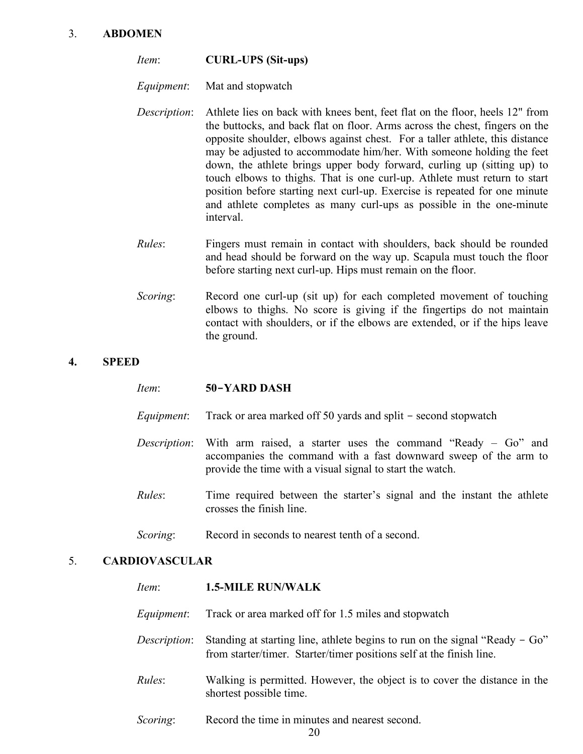3. **ABDOMEN**

*Item*: **CURL-UPS (Sit-ups)**

*Equipment*: Mat and stopwatch

*Description*: Athlete lies on back with knees bent, feet flat on the floor, heels 12" from the buttocks, and back flat on floor. Arms across the chest, fingers on the opposite shoulder, elbows against chest. For a taller athlete, this distance may be adjusted to accommodate him/her. With someone holding the feet down, the athlete brings upper body forward, curling up (sitting up) to touch elbows to thighs. That is one curl-up. Athlete must return to start position before starting next curl-up. Exercise is repeated for one minute and athlete completes as many curl-ups as possible in the one-minute interval.

*Rules*: Fingers must remain in contact with shoulders, back should be rounded and head should be forward on the way up. Scapula must touch the floor before starting next curl-up. Hips must remain on the floor.

*Scoring*: Record one curl-up (sit up) for each completed movement of touching elbows to thighs. No score is giving if the fingertips do not maintain contact with shoulders, or if the elbows are extended, or if the hips leave the ground.

**4. SPEED**

*Item*: **50-YARD DASH**

*Equipment*: Track or area marked off 50 yards and split - second stopwatch

*Description*: With arm raised, a starter uses the command "Ready – Go" and accompanies the command with a fast downward sweep of the arm to provide the time with a visual signal to start the watch.

*Rules*: Time required between the starter's signal and the instant the athlete crosses the finish line.

*Scoring*: Record in seconds to nearest tenth of a second.

5. **CARDIOVASCULAR**

*Item*: **1.5-MILE RUN/WALK**

*Equipment*: Track or area marked off for 1.5 miles and stopwatch

*Description*: Standing at starting line, athlete begins to run on the signal "Ready - Go" from starter/timer. Starter/timer positions self at the finish line.

*Rules*: Walking is permitted. However, the object is to cover the distance in the shortest possible time.

*Scoring*: Record the time in minutes and nearest second.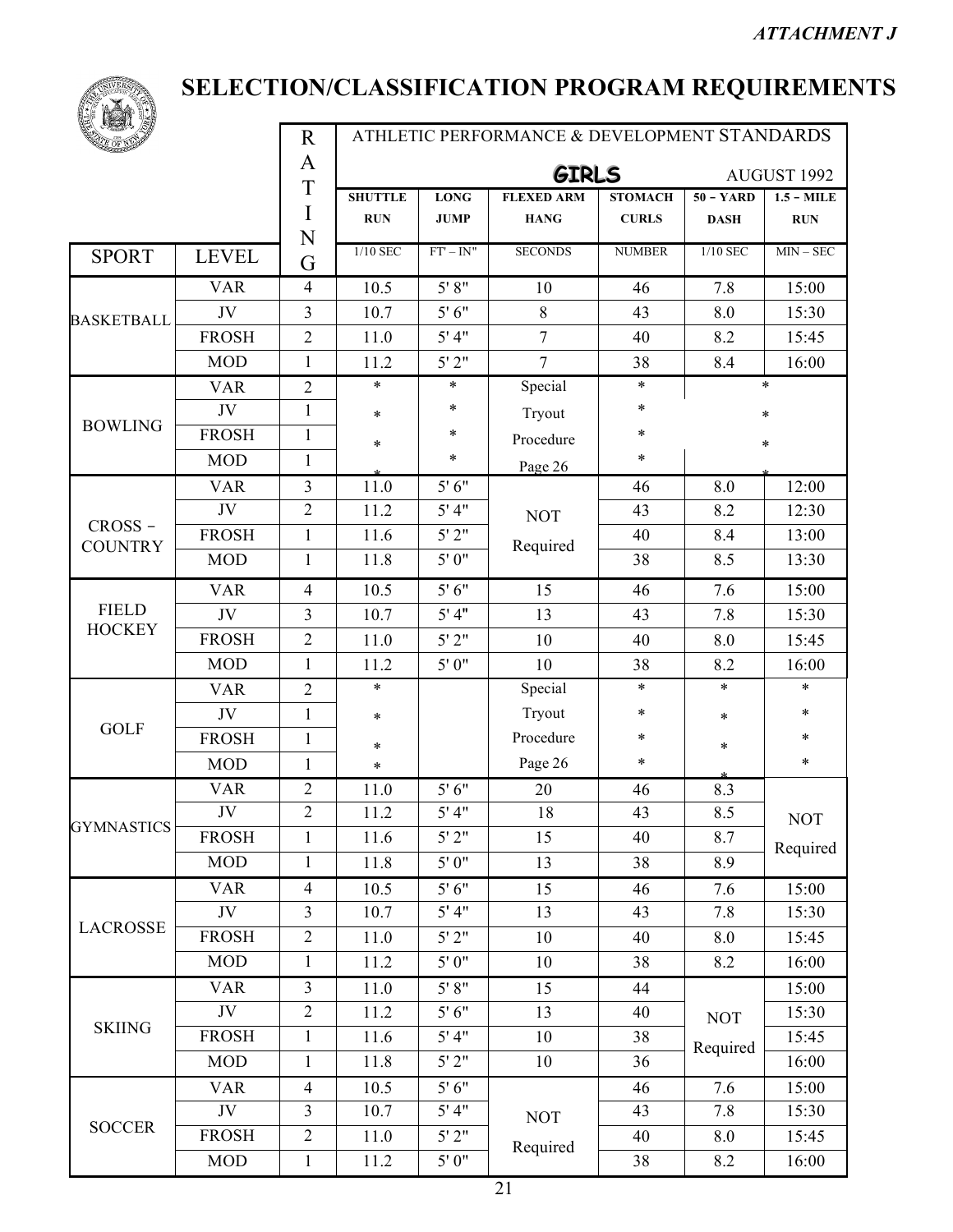*ATTACHMENT J*

# SELECTION/CLASSIFICATION PROGRAM REQUIREMENTS

| | | RATING | ATHLETIC PERFORMANCE & DEVELOPMENT STANDARDS | | | | | |
|---|---|---|---|---|---|---|---|---|
| | | | GIRLS | | | | | AUGUST 1992 |
| | | | SHUTTLE RUN | LONG JUMP | FLEXED ARM HANG | STOMACH CURLS | 50 – YARD DASH | 1.5 – MILE RUN |
| SPORT | LEVEL | | 1/10 SEC | FT' – IN" | SECONDS | NUMBER | 1/10 SEC | MIN – SEC |
| BASKETBALL | VAR | 4 | 10.5 | 5' 8" | 10 | 46 | 7.8 | 15:00 |
| | JV | 3 | 10.7 | 5' 6" | 8 | 43 | 8.0 | 15:30 |
| | FROSH | 2 | 11.0 | 5' 4" | 7 | 40 | 8.2 | 15:45 |
| | MOD | 1 | 11.2 | 5' 2" | 7 | 38 | 8.4 | 16:00 |
| BOWLING | VAR | 2 | * | * | Special | * | * | |
| | JV | 1 | * | * | Tryout | * | * | |
| | FROSH | 1 | * | * | Procedure | * | * | |
| | MOD | 1 | * | * | Page 26 | * | * | |
| CROSS – COUNTRY | VAR | 3 | 11.0 | 5' 6" | NOT Required | 46 | 8.0 | 12:00 |
| | JV | 2 | 11.2 | 5' 4" | | 43 | 8.2 | 12:30 |
| | FROSH | 1 | 11.6 | 5' 2" | | 40 | 8.4 | 13:00 |
| | MOD | 1 | 11.8 | 5' 0" | | 38 | 8.5 | 13:30 |
| FIELD HOCKEY | VAR | 4 | 10.5 | 5' 6" | 15 | 46 | 7.6 | 15:00 |
| | JV | 3 | 10.7 | 5' 4" | 13 | 43 | 7.8 | 15:30 |
| | FROSH | 2 | 11.0 | 5' 2" | 10 | 40 | 8.0 | 15:45 |
| | MOD | 1 | 11.2 | 5' 0" | 10 | 38 | 8.2 | 16:00 |
| GOLF | VAR | 2 | * | | Special | * | * | * |
| | JV | 1 | * | | Tryout | * | * | * |
| | FROSH | 1 | * | | Procedure | * | * | * |
| | MOD | 1 | * | | Page 26 | * | * | * |
| GYMNASTICS | VAR | 2 | 11.0 | 5' 6" | 20 | 46 | 8.3 | NOT Required |
| | JV | 2 | 11.2 | 5' 4" | 18 | 43 | 8.5 | |
| | FROSH | 1 | 11.6 | 5' 2" | 15 | 40 | 8.7 | |
| | MOD | 1 | 11.8 | 5' 0" | 13 | 38 | 8.9 | |
| LACROSSE | VAR | 4 | 10.5 | 5' 6" | 15 | 46 | 7.6 | 15:00 |
| | JV | 3 | 10.7 | 5' 4" | 13 | 43 | 7.8 | 15:30 |
| | FROSH | 2 | 11.0 | 5' 2" | 10 | 40 | 8.0 | 15:45 |
| | MOD | 1 | 11.2 | 5' 0" | 10 | 38 | 8.2 | 16:00 |
| SKIING | VAR | 3 | 11.0 | 5' 8" | 15 | 44 | NOT Required | 15:00 |
| | JV | 2 | 11.2 | 5' 6" | 13 | 40 | | 15:30 |
| | FROSH | 1 | 11.6 | 5' 4" | 10 | 38 | | 15:45 |
| | MOD | 1 | 11.8 | 5' 2" | 10 | 36 | | 16:00 |
| SOCCER | VAR | 4 | 10.5 | 5' 6" | NOT Required | 46 | 7.6 | 15:00 |
| | JV | 3 | 10.7 | 5' 4" | | 43 | 7.8 | 15:30 |
| | FROSH | 2 | 11.0 | 5' 2" | | 40 | 8.0 | 15:45 |
| | MOD | 1 | 11.2 | 5' 0" | | 38 | 8.2 | 16:00 |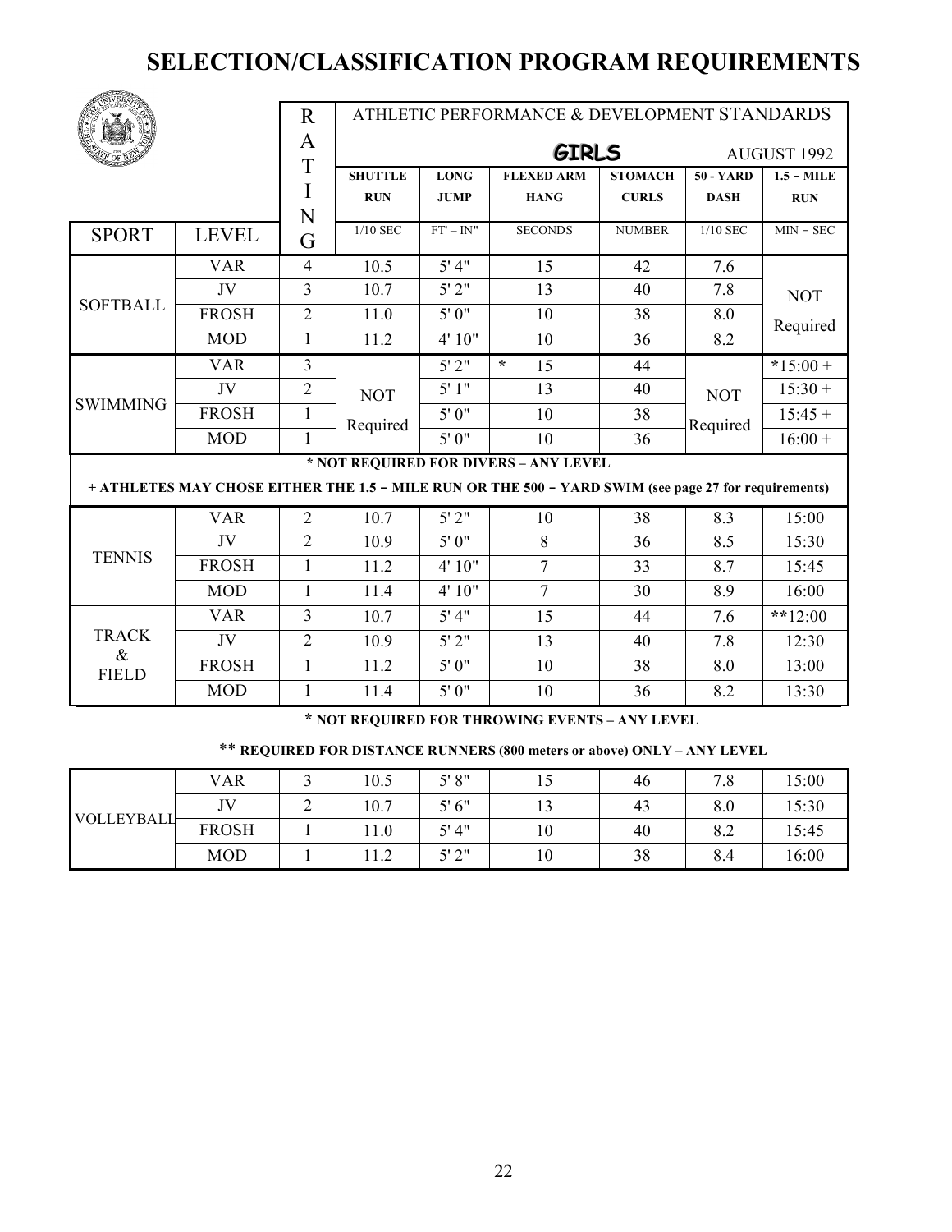# SELECTION/CLASSIFICATION PROGRAM REQUIREMENTS

| | | RATING | ATHLETIC PERFORMANCE & DEVELOPMENT STANDARDS | | | | | |
|---|---|---|---|---|---|---|---|---|
| | | | **GIRLS** | | | | | AUGUST 1992 |
| | | | **SHUTTLE RUN** | **LONG JUMP** | **FLEXED ARM HANG** | **STOMACH CURLS** | **50 - YARD DASH** | **1.5 – MILE RUN** |
| SPORT | LEVEL | | 1/10 SEC | FT' – IN" | SECONDS | NUMBER | 1/10 SEC | MIN – SEC |
| SOFTBALL | VAR | 4 | 10.5 | 5' 4" | 15 | 42 | 7.6 | NOT Required |
| | JV | 3 | 10.7 | 5' 2" | 13 | 40 | 7.8 | |
| | FROSH | 2 | 11.0 | 5' 0" | 10 | 38 | 8.0 | |
| | MOD | 1 | 11.2 | 4' 10" | 10 | 36 | 8.2 | |
| SWIMMING | VAR | 3 | NOT Required | 5' 2" | * 15 | 44 | NOT Required | *15:00 + |
| | JV | 2 | | 5' 1" | 13 | 40 | | 15:30 + |
| | FROSH | 1 | | 5' 0" | 10 | 38 | | 15:45 + |
| | MOD | 1 | | 5' 0" | 10 | 36 | | 16:00 + |
| TENNIS | VAR | 2 | 10.7 | 5' 2" | 10 | 38 | 8.3 | 15:00 |
| | JV | 2 | 10.9 | 5' 0" | 8 | 36 | 8.5 | 15:30 |
| | FROSH | 1 | 11.2 | 4' 10" | 7 | 33 | 8.7 | 15:45 |
| | MOD | 1 | 11.4 | 4' 10" | 7 | 30 | 8.9 | 16:00 |
| TRACK & FIELD | VAR | 3 | 10.7 | 5' 4" | 15 | 44 | 7.6 | **12:00 |
| | JV | 2 | 10.9 | 5' 2" | 13 | 40 | 7.8 | 12:30 |
| | FROSH | 1 | 11.2 | 5' 0" | 10 | 38 | 8.0 | 13:00 |
| | MOD | 1 | 11.4 | 5' 0" | 10 | 36 | 8.2 | 13:30 |
| VOLLEYBALL | VAR | 3 | 10.5 | 5' 8" | 15 | 46 | 7.8 | 15:00 |
| | JV | 2 | 10.7 | 5' 6" | 13 | 43 | 8.0 | 15:30 |
| | FROSH | 1 | 11.0 | 5' 4" | 10 | 40 | 8.2 | 15:45 |
| | MOD | 1 | 11.2 | 5' 2" | 10 | 38 | 8.4 | 16:00 |

Swimming notes:

**\* NOT REQUIRED FOR DIVERS – ANY LEVEL**

**+ ATHLETES MAY CHOSE EITHER THE 1.5 – MILE RUN OR THE 500 – YARD SWIM (see page 27 for requirements)**

Track & Field notes:

**\* NOT REQUIRED FOR THROWING EVENTS – ANY LEVEL**

**\*\* REQUIRED FOR DISTANCE RUNNERS (800 meters or above) ONLY – ANY LEVEL**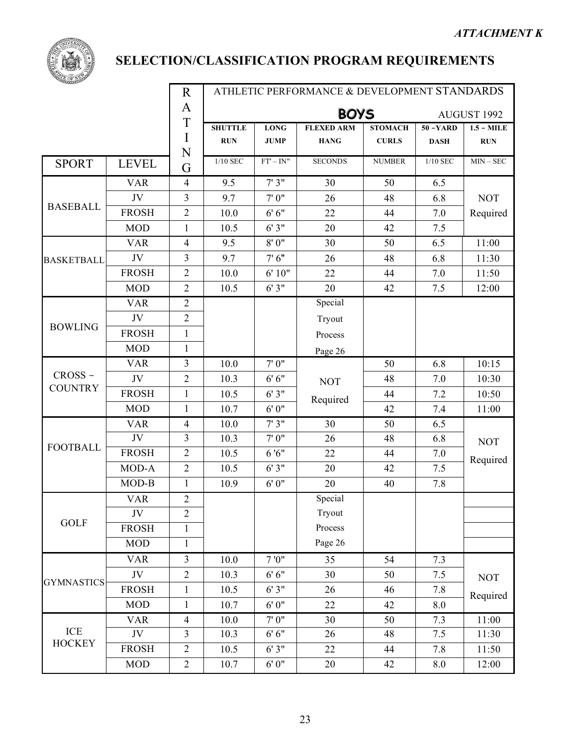*ATTACHMENT K*

# SELECTION/CLASSIFICATION PROGRAM REQUIREMENTS

| SPORT | LEVEL | RATING | ATHLETIC PERFORMANCE & DEVELOPMENT STANDARDS | | | | | |
|---|---|---|---|---|---|---|---|---|
| | | | BOYS | | | | | AUGUST 1992 |
| | | | SHUTTLE RUN | LONG JUMP | FLEXED ARM HANG | STOMACH CURLS | 50 -YARD DASH | 1.5 - MILE RUN |
| | | | 1/10 SEC | FT' – IN" | SECONDS | NUMBER | 1/10 SEC | MIN – SEC |
| BASEBALL | VAR | 4 | 9.5 | 7' 3" | 30 | 50 | 6.5 | NOT Required |
| | JV | 3 | 9.7 | 7' 0" | 26 | 48 | 6.8 | |
| | FROSH | 2 | 10.0 | 6' 6" | 22 | 44 | 7.0 | |
| | MOD | 1 | 10.5 | 6' 3" | 20 | 42 | 7.5 | |
| BASKETBALL | VAR | 4 | 9.5 | 8' 0" | 30 | 50 | 6.5 | 11:00 |
| | JV | 3 | 9.7 | 7' 6" | 26 | 48 | 6.8 | 11:30 |
| | FROSH | 2 | 10.0 | 6' 10" | 22 | 44 | 7.0 | 11:50 |
| | MOD | 2 | 10.5 | 6' 3" | 20 | 42 | 7.5 | 12:00 |
| BOWLING | VAR | 2 | | | Special Tryout Process Page 26 | | | |
| | JV | 2 | | | | | | |
| | FROSH | 1 | | | | | | |
| | MOD | 1 | | | | | | |
| CROSS - COUNTRY | VAR | 3 | 10.0 | 7' 0" | NOT Required | 50 | 6.8 | 10:15 |
| | JV | 2 | 10.3 | 6' 6" | | 48 | 7.0 | 10:30 |
| | FROSH | 1 | 10.5 | 6' 3" | | 44 | 7.2 | 10:50 |
| | MOD | 1 | 10.7 | 6' 0" | | 42 | 7.4 | 11:00 |
| FOOTBALL | VAR | 4 | 10.0 | 7' 3" | 30 | 50 | 6.5 | NOT Required |
| | JV | 3 | 10.3 | 7' 0" | 26 | 48 | 6.8 | |
| | FROSH | 2 | 10.5 | 6 '6" | 22 | 44 | 7.0 | |
| | MOD-A | 2 | 10.5 | 6' 3" | 20 | 42 | 7.5 | |
| | MOD-B | 1 | 10.9 | 6' 0" | 20 | 40 | 7.8 | |
| GOLF | VAR | 2 | | | Special Tryout Process Page 26 | | | |
| | JV | 2 | | | | | | |
| | FROSH | 1 | | | | | | |
| | MOD | 1 | | | | | | |
| GYMNASTICS | VAR | 3 | 10.0 | 7 '0" | 35 | 54 | 7.3 | NOT Required |
| | JV | 2 | 10.3 | 6' 6" | 30 | 50 | 7.5 | |
| | FROSH | 1 | 10.5 | 6' 3" | 26 | 46 | 7.8 | |
| | MOD | 1 | 10.7 | 6' 0" | 22 | 42 | 8.0 | |
| ICE HOCKEY | VAR | 4 | 10.0 | 7' 0" | 30 | 50 | 7.3 | 11:00 |
| | JV | 3 | 10.3 | 6' 6" | 26 | 48 | 7.5 | 11:30 |
| | FROSH | 2 | 10.5 | 6' 3" | 22 | 44 | 7.8 | 11:50 |
| | MOD | 2 | 10.7 | 6' 0" | 20 | 42 | 8.0 | 12:00 |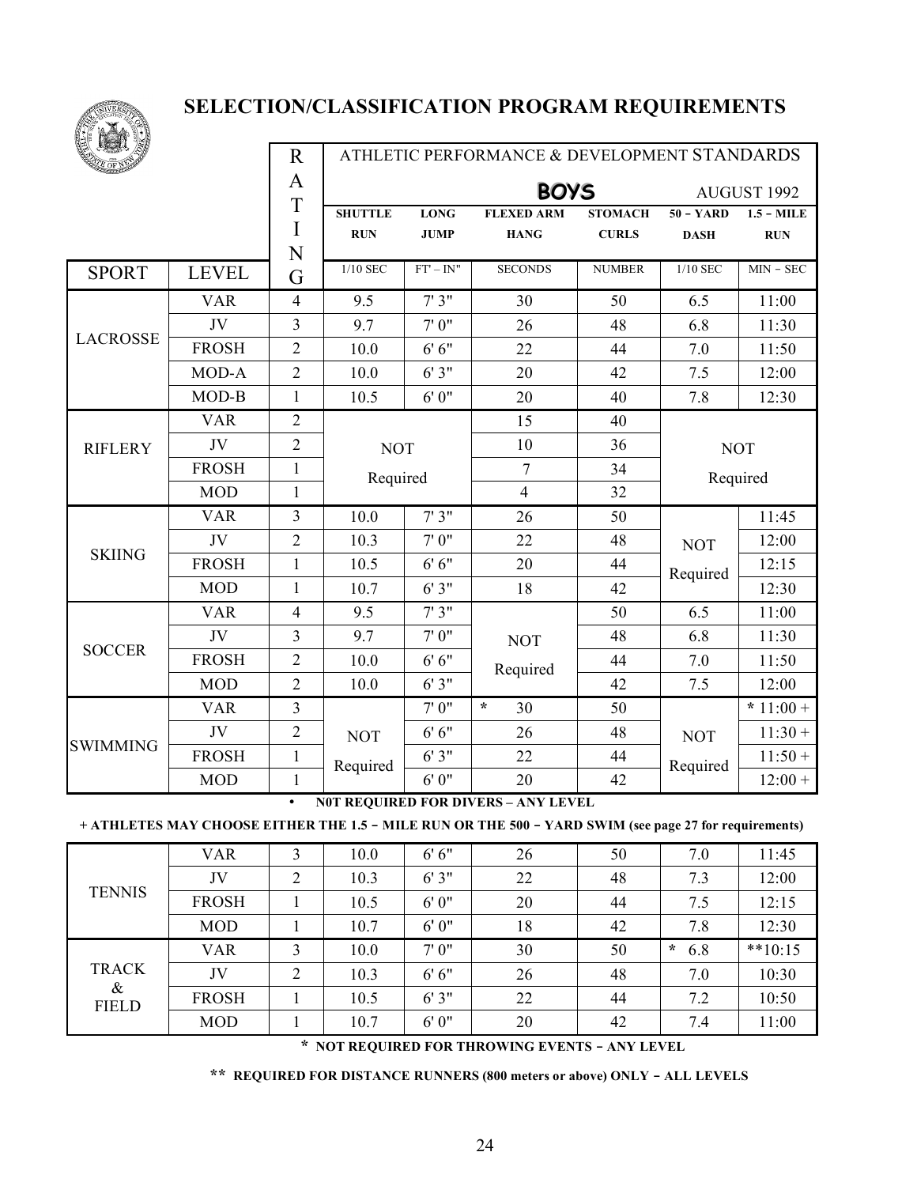# SELECTION/CLASSIFICATION PROGRAM REQUIREMENTS

| | | RATING | ATHLETIC PERFORMANCE & DEVELOPMENT STANDARDS | | | | | |
|---|---|---|---|---|---|---|---|---|
| | | | **BOYS** | | | | | AUGUST 1992 |
| | | | **SHUTTLE RUN** | **LONG JUMP** | **FLEXED ARM HANG** | **STOMACH CURLS** | **50 – YARD DASH** | **1.5 – MILE RUN** |
| SPORT | LEVEL | | 1/10 SEC | FT' – IN" | SECONDS | NUMBER | 1/10 SEC | MIN – SEC |
| LACROSSE | VAR | 4 | 9.5 | 7' 3" | 30 | 50 | 6.5 | 11:00 |
| | JV | 3 | 9.7 | 7' 0" | 26 | 48 | 6.8 | 11:30 |
| | FROSH | 2 | 10.0 | 6' 6" | 22 | 44 | 7.0 | 11:50 |
| | MOD-A | 2 | 10.0 | 6' 3" | 20 | 42 | 7.5 | 12:00 |
| | MOD-B | 1 | 10.5 | 6' 0" | 20 | 40 | 7.8 | 12:30 |
| RIFLERY | VAR | 2 | NOT Required | | 15 | 40 | NOT Required | |
| | JV | 2 | | | 10 | 36 | | |
| | FROSH | 1 | | | 7 | 34 | | |
| | MOD | 1 | | | 4 | 32 | | |
| SKIING | VAR | 3 | 10.0 | 7' 3" | 26 | 50 | NOT Required | 11:45 |
| | JV | 2 | 10.3 | 7' 0" | 22 | 48 | | 12:00 |
| | FROSH | 1 | 10.5 | 6' 6" | 20 | 44 | | 12:15 |
| | MOD | 1 | 10.7 | 6' 3" | 18 | 42 | | 12:30 |
| SOCCER | VAR | 4 | 9.5 | 7' 3" | NOT Required | 50 | 6.5 | 11:00 |
| | JV | 3 | 9.7 | 7' 0" | | 48 | 6.8 | 11:30 |
| | FROSH | 2 | 10.0 | 6' 6" | | 44 | 7.0 | 11:50 |
| | MOD | 2 | 10.0 | 6' 3" | | 42 | 7.5 | 12:00 |
| SWIMMING | VAR | 3 | NOT Required | 7' 0" | * 30 | 50 | NOT Required | * 11:00 + |
| | JV | 2 | | 6' 6" | 26 | 48 | | 11:30 + |
| | FROSH | 1 | | 6' 3" | 22 | 44 | | 11:50 + |
| | MOD | 1 | | 6' 0" | 20 | 42 | | 12:00 + |

- **N0T REQUIRED FOR DIVERS – ANY LEVEL**

**+ ATHLETES MAY CHOOSE EITHER THE 1.5 – MILE RUN OR THE 500 – YARD SWIM (see page 27 for requirements)**

| SPORT | LEVEL | RATING | SHUTTLE RUN | LONG JUMP | FLEXED ARM HANG | STOMACH CURLS | 50 – YARD DASH | 1.5 – MILE RUN |
|---|---|---|---|---|---|---|---|---|
| TENNIS | VAR | 3 | 10.0 | 6' 6" | 26 | 50 | 7.0 | 11:45 |
| | JV | 2 | 10.3 | 6' 3" | 22 | 48 | 7.3 | 12:00 |
| | FROSH | 1 | 10.5 | 6' 0" | 20 | 44 | 7.5 | 12:15 |
| | MOD | 1 | 10.7 | 6' 0" | 18 | 42 | 7.8 | 12:30 |
| TRACK & FIELD | VAR | 3 | 10.0 | 7' 0" | 30 | 50 | * 6.8 | **10:15 |
| | JV | 2 | 10.3 | 6' 6" | 26 | 48 | 7.0 | 10:30 |
| | FROSH | 1 | 10.5 | 6' 3" | 22 | 44 | 7.2 | 10:50 |
| | MOD | 1 | 10.7 | 6' 0" | 20 | 42 | 7.4 | 11:00 |

**\* NOT REQUIRED FOR THROWING EVENTS – ANY LEVEL**

**\*\* REQUIRED FOR DISTANCE RUNNERS (800 meters or above) ONLY – ALL LEVELS**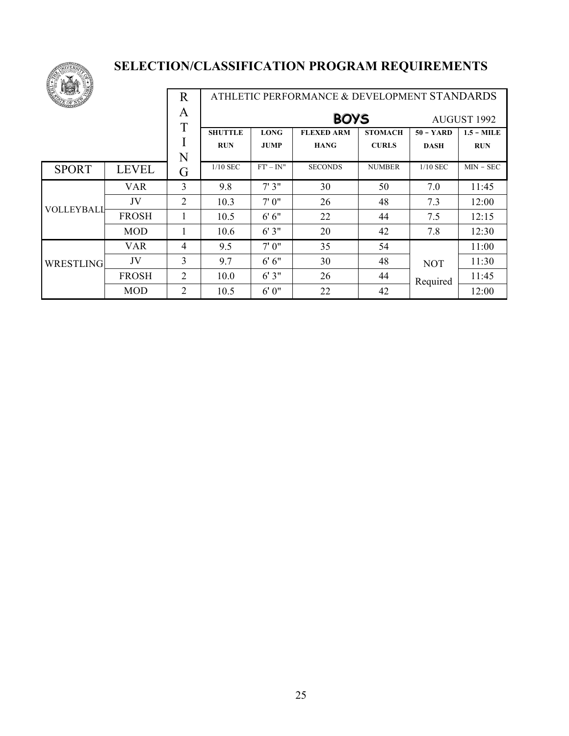# SELECTION/CLASSIFICATION PROGRAM REQUIREMENTS

| | | RATING | ATHLETIC PERFORMANCE & DEVELOPMENT STANDARDS | | | | | |
|---|---|---|---|---|---|---|---|---|
| | | | **BOYS** | | | | | AUGUST 1992 |
| | | | **SHUTTLE RUN** | **LONG JUMP** | **FLEXED ARM HANG** | **STOMACH CURLS** | **50 – YARD DASH** | **1.5 – MILE RUN** |
| SPORT | LEVEL | | 1/10 SEC | FT' – IN" | SECONDS | NUMBER | 1/10 SEC | MIN – SEC |
| VOLLEYBALL | VAR | 3 | 9.8 | 7' 3" | 30 | 50 | 7.0 | 11:45 |
| | JV | 2 | 10.3 | 7' 0" | 26 | 48 | 7.3 | 12:00 |
| | FROSH | 1 | 10.5 | 6' 6" | 22 | 44 | 7.5 | 12:15 |
| | MOD | 1 | 10.6 | 6' 3" | 20 | 42 | 7.8 | 12:30 |
| WRESTLING | VAR | 4 | 9.5 | 7' 0" | 35 | 54 | NOT Required | 11:00 |
| | JV | 3 | 9.7 | 6' 6" | 30 | 48 | | 11:30 |
| | FROSH | 2 | 10.0 | 6' 3" | 26 | 44 | | 11:45 |
| | MOD | 2 | 10.5 | 6' 0" | 22 | 42 | | 12:00 |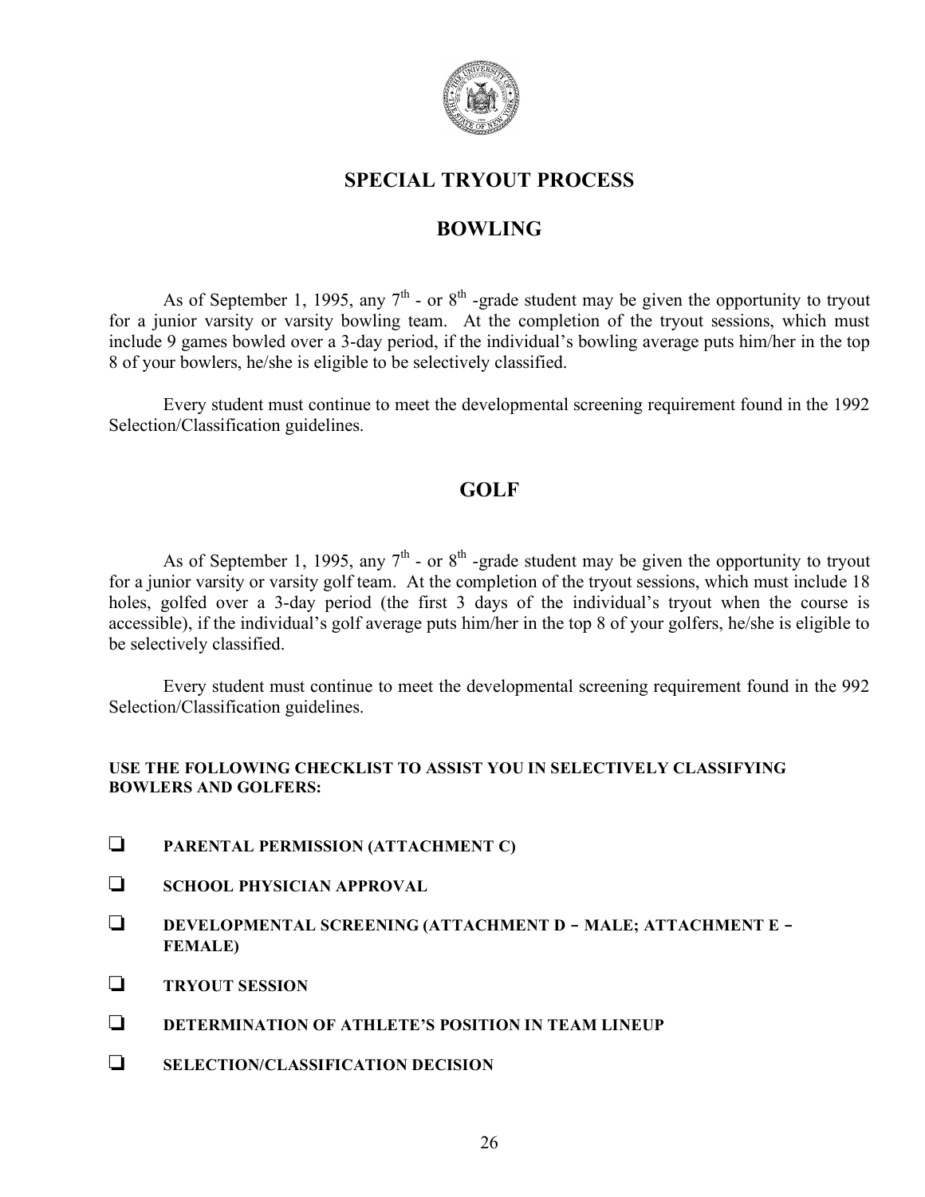# SPECIAL TRYOUT PROCESS

## BOWLING

As of September 1, 1995, any 7th - or 8th -grade student may be given the opportunity to tryout for a junior varsity or varsity bowling team. At the completion of the tryout sessions, which must include 9 games bowled over a 3-day period, if the individual's bowling average puts him/her in the top 8 of your bowlers, he/she is eligible to be selectively classified.

Every student must continue to meet the developmental screening requirement found in the 1992 Selection/Classification guidelines.

## GOLF

As of September 1, 1995, any 7th - or 8th -grade student may be given the opportunity to tryout for a junior varsity or varsity golf team. At the completion of the tryout sessions, which must include 18 holes, golfed over a 3-day period (the first 3 days of the individual's tryout when the course is accessible), if the individual's golf average puts him/her in the top 8 of your golfers, he/she is eligible to be selectively classified.

Every student must continue to meet the developmental screening requirement found in the 992 Selection/Classification guidelines.

**USE THE FOLLOWING CHECKLIST TO ASSIST YOU IN SELECTIVELY CLASSIFYING BOWLERS AND GOLFERS:**

- ❏ **PARENTAL PERMISSION (ATTACHMENT C)**
- ❏ **SCHOOL PHYSICIAN APPROVAL**
- ❏ **DEVELOPMENTAL SCREENING (ATTACHMENT D – MALE; ATTACHMENT E – FEMALE)**
- ❏ **TRYOUT SESSION**
- ❏ **DETERMINATION OF ATHLETE'S POSITION IN TEAM LINEUP**
- ❏ **SELECTION/CLASSIFICATION DECISION**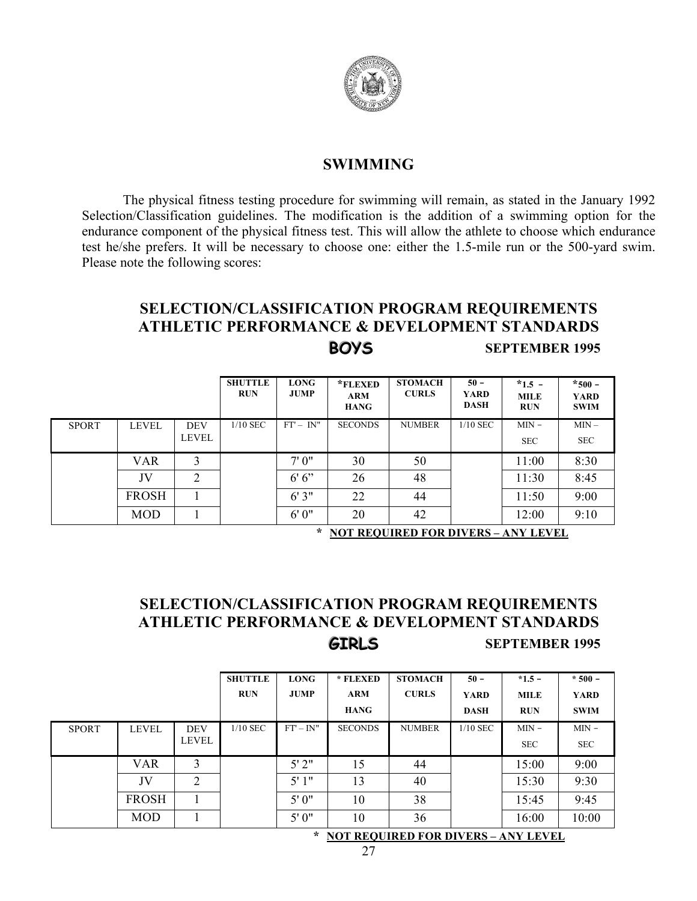## SWIMMING

The physical fitness testing procedure for swimming will remain, as stated in the January 1992 Selection/Classification guidelines. The modification is the addition of a swimming option for the endurance component of the physical fitness test. This will allow the athlete to choose which endurance test he/she prefers. It will be necessary to choose one: either the 1.5-mile run or the 500-yard swim. Please note the following scores:

### SELECTION/CLASSIFICATION PROGRAM REQUIREMENTS ATHLETIC PERFORMANCE & DEVELOPMENT STANDARDS

**BOYS** **SEPTEMBER 1995**

| | | | SHUTTLE RUN | LONG JUMP | *FLEXED ARM HANG | STOMACH CURLS | 50 – YARD DASH | *1.5 – MILE RUN | *500 – YARD SWIM |
|---|---|---|---|---|---|---|---|---|---|
| SPORT | LEVEL | DEV LEVEL | 1/10 SEC | FT' – IN" | SECONDS | NUMBER | 1/10 SEC | MIN – SEC | MIN – SEC |
| | VAR | 3 | | 7' 0" | 30 | 50 | | 11:00 | 8:30 |
| | JV | 2 | | 6' 6" | 26 | 48 | | 11:30 | 8:45 |
| | FROSH | 1 | | 6' 3" | 22 | 44 | | 11:50 | 9:00 |
| | MOD | 1 | | 6' 0" | 20 | 42 | | 12:00 | 9:10 |

\* **NOT REQUIRED FOR DIVERS – ANY LEVEL**

### SELECTION/CLASSIFICATION PROGRAM REQUIREMENTS ATHLETIC PERFORMANCE & DEVELOPMENT STANDARDS

**GIRLS** **SEPTEMBER 1995**

| | | | SHUTTLE RUN | LONG JUMP | * FLEXED ARM HANG | STOMACH CURLS | 50 – YARD DASH | *1.5 – MILE RUN | * 500 – YARD SWIM |
|---|---|---|---|---|---|---|---|---|---|
| SPORT | LEVEL | DEV LEVEL | 1/10 SEC | FT' – IN" | SECONDS | NUMBER | 1/10 SEC | MIN – SEC | MIN – SEC |
| | VAR | 3 | | 5' 2" | 15 | 44 | | 15:00 | 9:00 |
| | JV | 2 | | 5' 1" | 13 | 40 | | 15:30 | 9:30 |
| | FROSH | 1 | | 5' 0" | 10 | 38 | | 15:45 | 9:45 |
| | MOD | 1 | | 5' 0" | 10 | 36 | | 16:00 | 10:00 |

\* **NOT REQUIRED FOR DIVERS – ANY LEVEL**